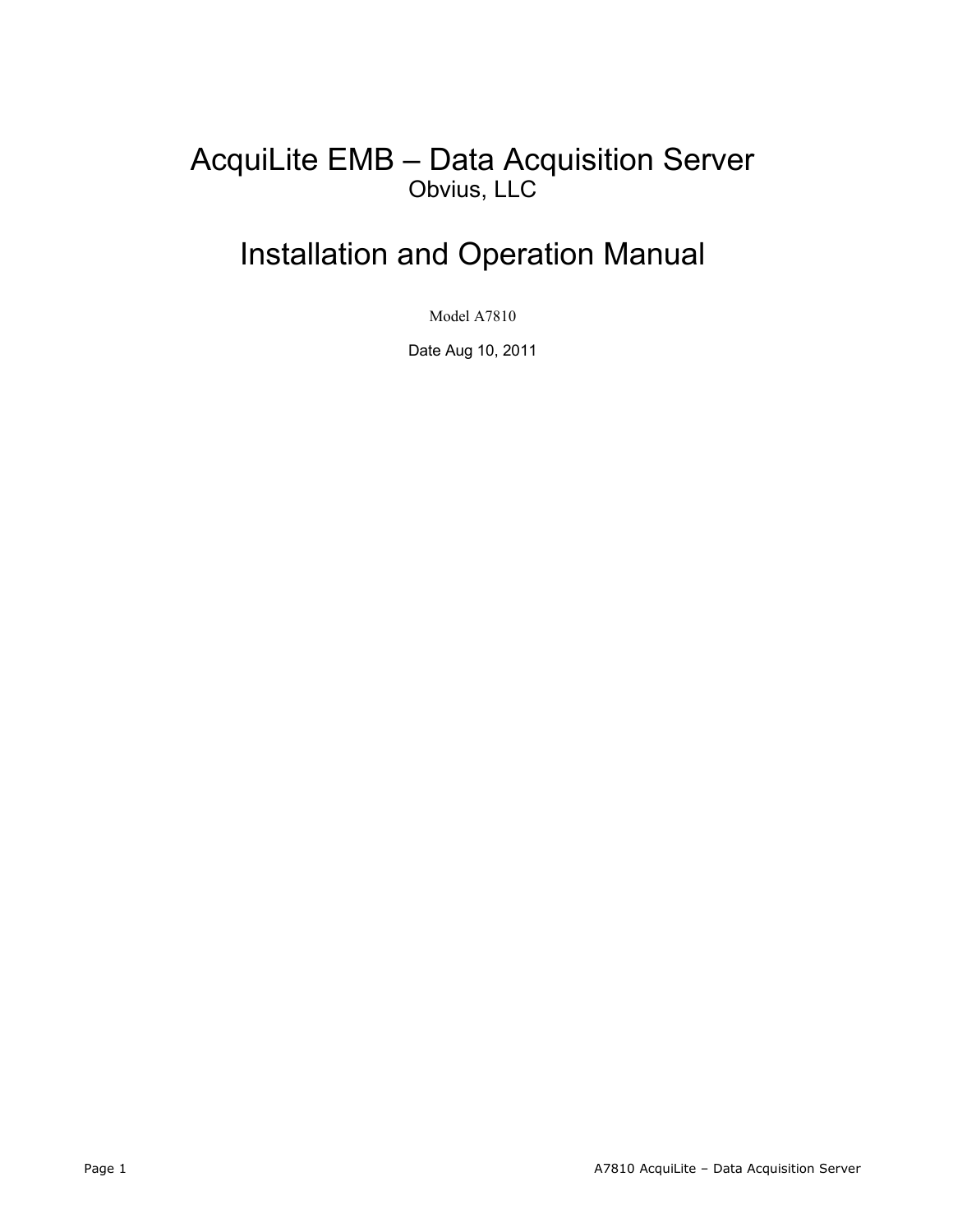# AcquiLite EMB – Data Acquisition Server

Obvius, LLC

# Installation and Operation Manual

Model A7810

Date Aug 10, 2011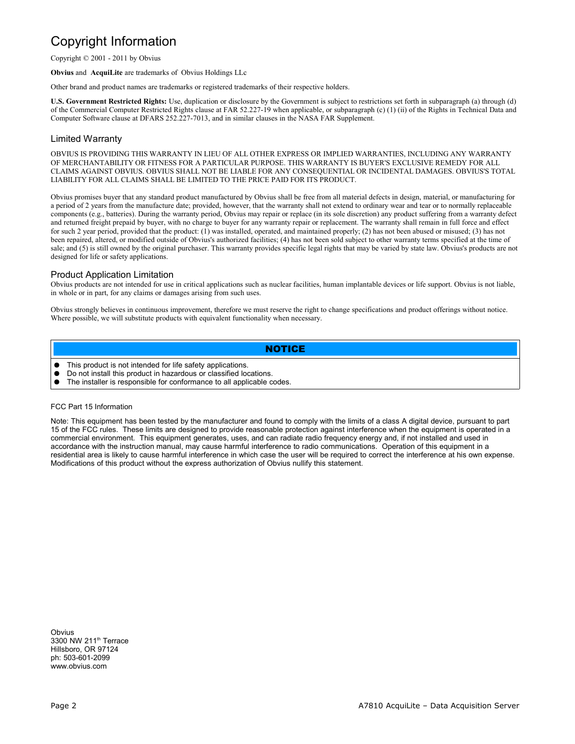# Copyright Information

Copyright © 2001 - 2011 by Obvius

**Obvius** and **AcquiLite** are trademarks of Obvius Holdings LLc

Other brand and product names are trademarks or registered trademarks of their respective holders.

**U.S. Government Restricted Rights:** Use, duplication or disclosure by the Government is subject to restrictions set forth in subparagraph (a) through (d) of the Commercial Computer Restricted Rights clause at FAR 52.227-19 when applicable, or subparagraph (c) (1) (ii) of the Rights in Technical Data and Computer Software clause at DFARS 252.227-7013, and in similar clauses in the NASA FAR Supplement.

## Limited Warranty

OBVIUS IS PROVIDING THIS WARRANTY IN LIEU OF ALL OTHER EXPRESS OR IMPLIED WARRANTIES, INCLUDING ANY WARRANTY OF MERCHANTABILITY OR FITNESS FOR A PARTICULAR PURPOSE. THIS WARRANTY IS BUYER'S EXCLUSIVE REMEDY FOR ALL CLAIMS AGAINST OBVIUS. OBVIUS SHALL NOT BE LIABLE FOR ANY CONSEQUENTIAL OR INCIDENTAL DAMAGES. OBVIUS'S TOTAL LIABILITY FOR ALL CLAIMS SHALL BE LIMITED TO THE PRICE PAID FOR ITS PRODUCT.

Obvius promises buyer that any standard product manufactured by Obvius shall be free from all material defects in design, material, or manufacturing for a period of 2 years from the manufacture date; provided, however, that the warranty shall not extend to ordinary wear and tear or to normally replaceable components (e.g., batteries). During the warranty period, Obvius may repair or replace (in its sole discretion) any product suffering from a warranty defect and returned freight prepaid by buyer, with no charge to buyer for any warranty repair or replacement. The warranty shall remain in full force and effect for such 2 year period, provided that the product: (1) was installed, operated, and maintained properly; (2) has not been abused or misused; (3) has not been repaired, altered, or modified outside of Obvius's authorized facilities; (4) has not been sold subject to other warranty terms specified at the time of sale; and (5) is still owned by the original purchaser. This warranty provides specific legal rights that may be varied by state law. Obvius's products are not designed for life or safety applications.

## Product Application Limitation

Obvius products are not intended for use in critical applications such as nuclear facilities, human implantable devices or life support. Obvius is not liable, in whole or in part, for any claims or damages arising from such uses.

Obvius strongly believes in continuous improvement, therefore we must reserve the right to change specifications and product offerings without notice. Where possible, we will substitute products with equivalent functionality when necessary.

**NOTICE**

- This product is not intended for life safety applications.
- Do not install this product in hazardous or classified locations.
- The installer is responsible for conformance to all applicable codes.

FCC Part 15 Information

Note: This equipment has been tested by the manufacturer and found to comply with the limits of a class A digital device, pursuant to part 15 of the FCC rules. These limits are designed to provide reasonable protection against interference when the equipment is operated in a commercial environment. This equipment generates, uses, and can radiate radio frequency energy and, if not installed and used in accordance with the instruction manual, may cause harmful interference to radio communications. Operation of this equipment in a residential area is likely to cause harmful interference in which case the user will be required to correct the interference at his own expense. Modifications of this product without the express authorization of Obvius nullify this statement.

Obvius
3300 NW 211th Terrace
Hillsboro, OR 97124
ph: 503-601-2099
www.obvius.com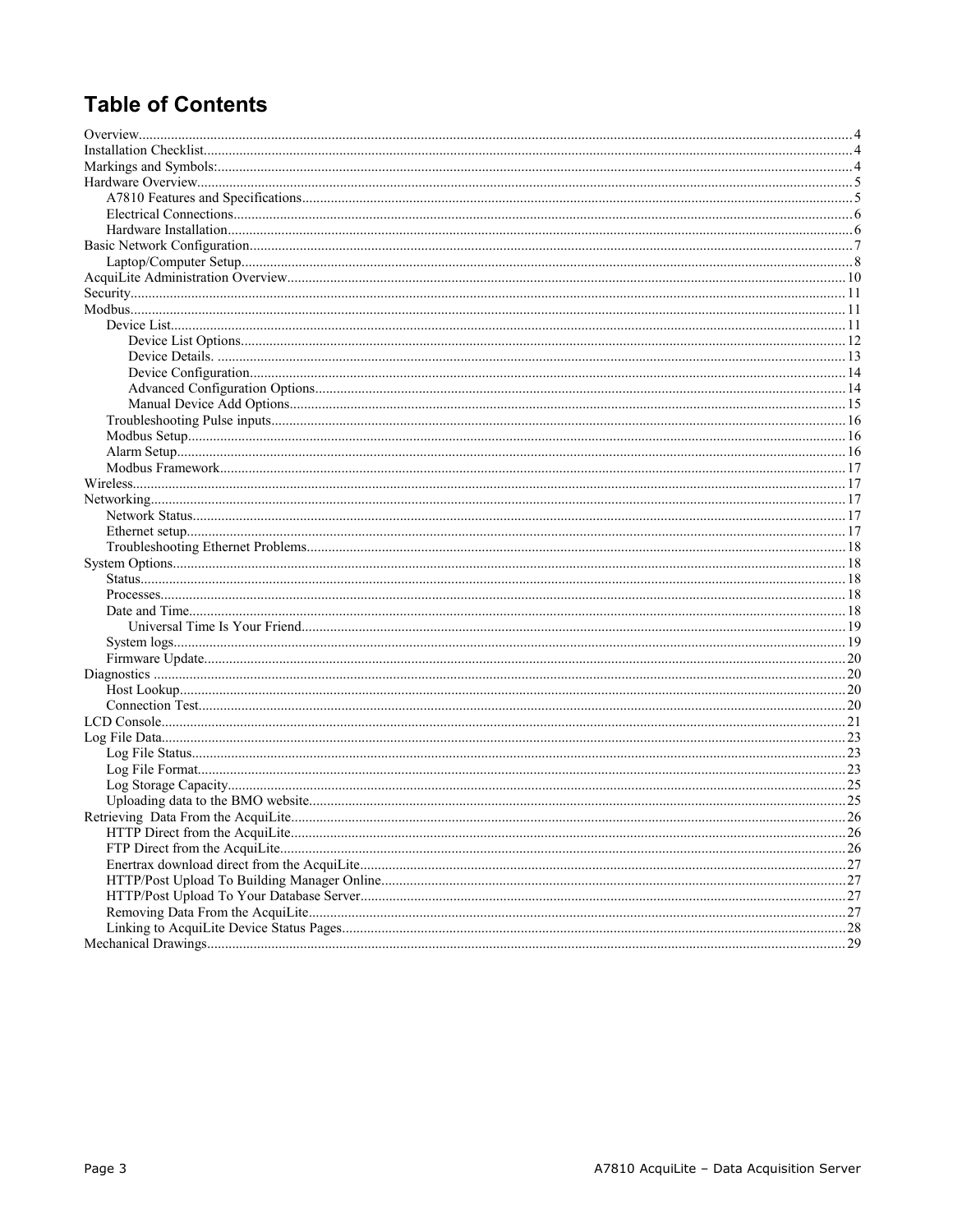# Table of Contents

- Overview....4
- Installation Checklist....4
- Markings and Symbols:....4
- Hardware Overview....5
  - A7810 Features and Specifications....5
  - Electrical Connections....6
  - Hardware Installation....6
- Basic Network Configuration....7
  - Laptop/Computer Setup....8
- AcquiLite Administration Overview....10
- Security....11
- Modbus....11
  - Device List....11
    - Device List Options....12
    - Device Details. ....13
    - Device Configuration....14
    - Advanced Configuration Options....14
    - Manual Device Add Options....15
  - Troubleshooting Pulse inputs....16
  - Modbus Setup....16
  - Alarm Setup....16
  - Modbus Framework....17
- Wireless....17
- Networking....17
  - Network Status....17
  - Ethernet setup....17
  - Troubleshooting Ethernet Problems....18
- System Options....18
  - Status....18
  - Processes....18
  - Date and Time....18
    - Universal Time Is Your Friend....19
  - System logs....19
  - Firmware Update....20
- Diagnostics ....20
  - Host Lookup....20
  - Connection Test....20
- LCD Console....21
- Log File Data....23
  - Log File Status....23
  - Log File Format....23
  - Log Storage Capacity....25
  - Uploading data to the BMO website....25
- Retrieving  Data From the AcquiLite....26
  - HTTP Direct from the AcquiLite....26
  - FTP Direct from the AcquiLite....26
  - Enertrax download direct from the AcquiLite....27
  - HTTP/Post Upload To Building Manager Online....27
  - HTTP/Post Upload To Your Database Server....27
  - Removing Data From the AcquiLite....27
  - Linking to AcquiLite Device Status Pages....28
- Mechanical Drawings....29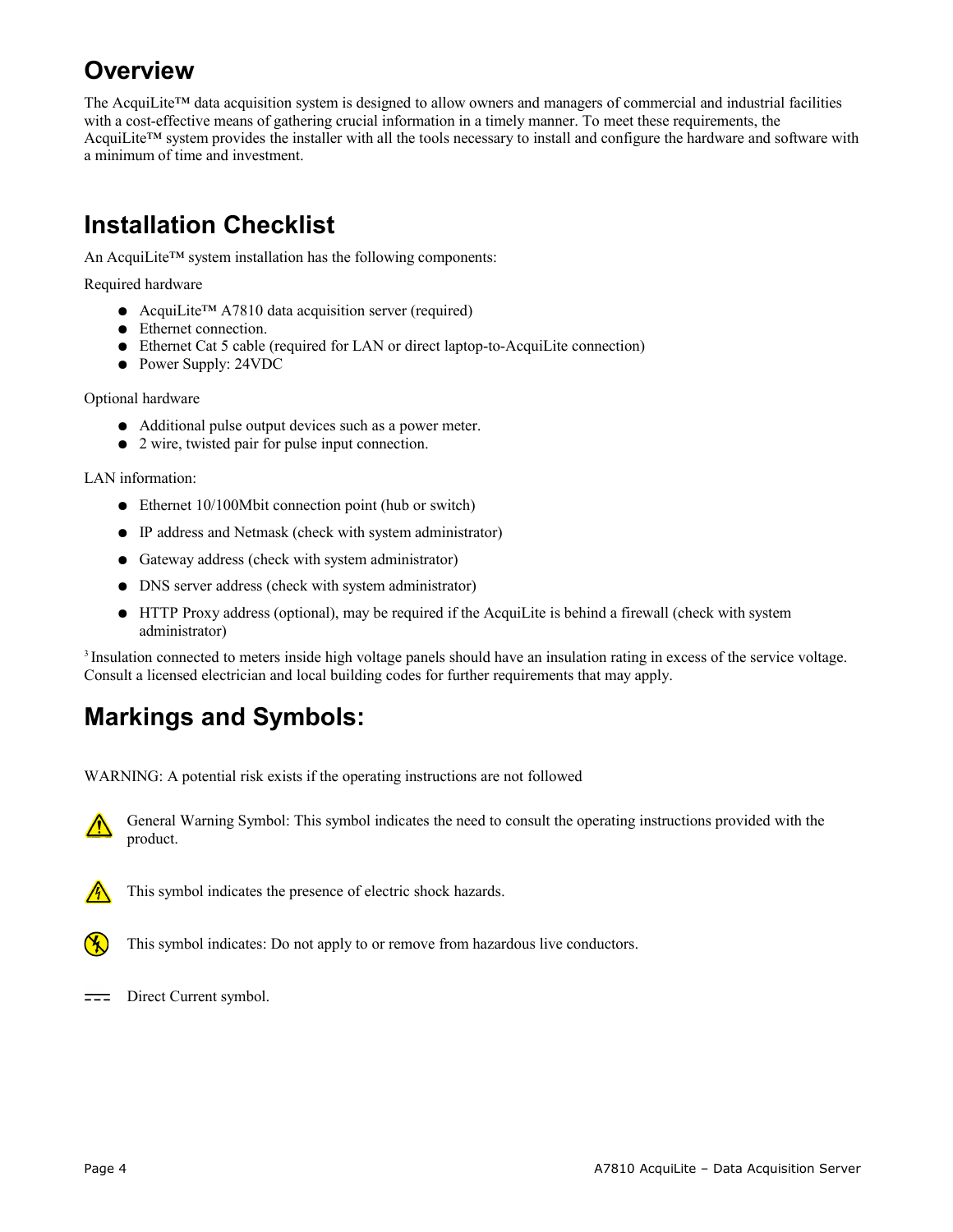## Overview

The AcquiLite™ data acquisition system is designed to allow owners and managers of commercial and industrial facilities with a cost-effective means of gathering crucial information in a timely manner. To meet these requirements, the AcquiLite™ system provides the installer with all the tools necessary to install and configure the hardware and software with a minimum of time and investment.

## Installation Checklist

An AcquiLite™ system installation has the following components:

Required hardware

- AcquiLite™ A7810 data acquisition server (required)
- Ethernet connection.
- Ethernet Cat 5 cable (required for LAN or direct laptop-to-AcquiLite connection)
- Power Supply: 24VDC

Optional hardware

- Additional pulse output devices such as a power meter.
- 2 wire, twisted pair for pulse input connection.

LAN information:

- Ethernet 10/100Mbit connection point (hub or switch)
- IP address and Netmask (check with system administrator)
- Gateway address (check with system administrator)
- DNS server address (check with system administrator)
- HTTP Proxy address (optional), may be required if the AcquiLite is behind a firewall (check with system administrator)

[3] Insulation connected to meters inside high voltage panels should have an insulation rating in excess of the service voltage. Consult a licensed electrician and local building codes for further requirements that may apply.

## Markings and Symbols:

WARNING: A potential risk exists if the operating instructions are not followed

⚠ General Warning Symbol: This symbol indicates the need to consult the operating instructions provided with the product.

⚡ This symbol indicates the presence of electric shock hazards.

This symbol indicates: Do not apply to or remove from hazardous live conductors.

⎓ Direct Current symbol.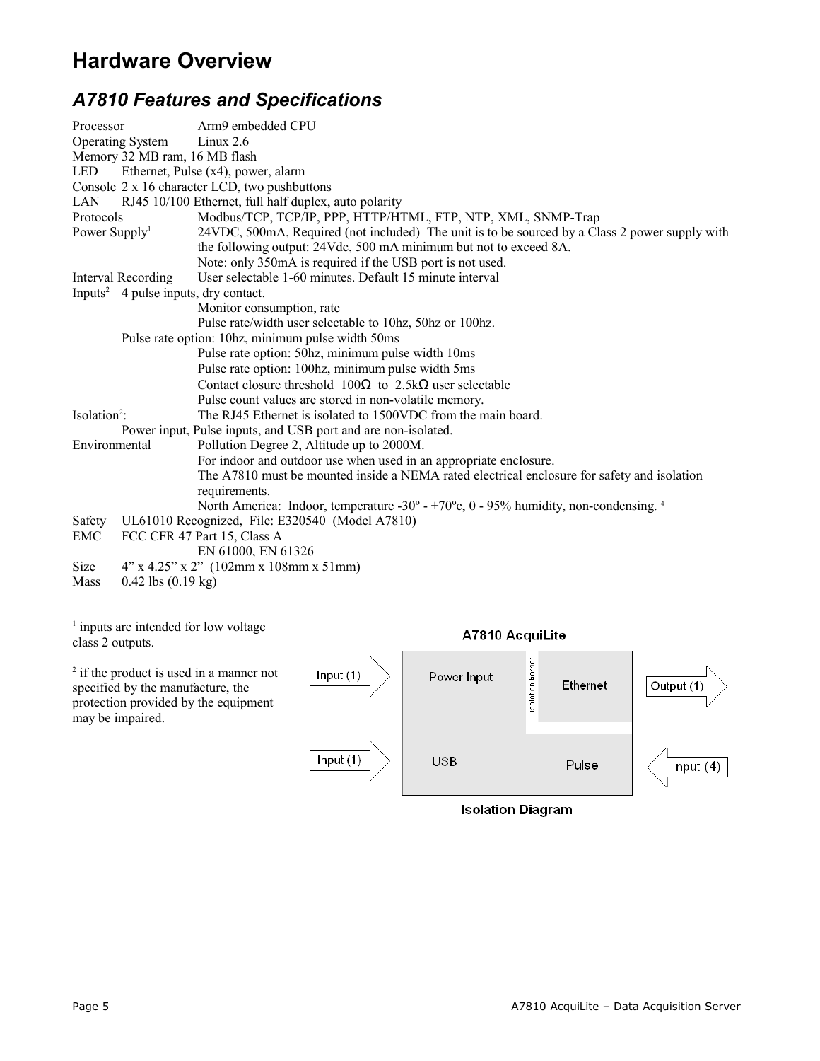# Hardware Overview

## *A7810 Features and Specifications*

| | |
|---|---|
| Processor | Arm9 embedded CPU |
| Operating System | Linux 2.6 |
| Memory | 32 MB ram, 16 MB flash |
| LED | Ethernet, Pulse (x4), power, alarm |
| Console | 2 x 16 character LCD, two pushbuttons |
| LAN | RJ45 10/100 Ethernet, full half duplex, auto polarity |
| Protocols | Modbus/TCP, TCP/IP, PPP, HTTP/HTML, FTP, NTP, XML, SNMP-Trap |
| Power Supply[1] | 24VDC, 500mA, Required (not included) The unit is to be sourced by a Class 2 power supply with the following output: 24Vdc, 500 mA minimum but not to exceed 8A.<br>Note: only 350mA is required if the USB port is not used. |
| Interval Recording | User selectable 1-60 minutes. Default 15 minute interval |
| Inputs[2] | 4 pulse inputs, dry contact.<br>Monitor consumption, rate<br>Pulse rate/width user selectable to 10hz, 50hz or 100hz.<br>Pulse rate option: 10hz, minimum pulse width 50ms<br>Pulse rate option: 50hz, minimum pulse width 10ms<br>Pulse rate option: 100hz, minimum pulse width 5ms<br>Contact closure threshold 100Ω to 2.5kΩ user selectable<br>Pulse count values are stored in non-volatile memory. |
| Isolation[2]: | The RJ45 Ethernet is isolated to 1500VDC from the main board.<br>Power input, Pulse inputs, and USB port and are non-isolated. |
| Environmental | Pollution Degree 2, Altitude up to 2000M.<br>For indoor and outdoor use when used in an appropriate enclosure.<br>The A7810 must be mounted inside a NEMA rated electrical enclosure for safety and isolation requirements.<br>North America: Indoor, temperature -30º - +70ºc, 0 - 95% humidity, non-condensing. [4] |
| Safety | UL61010 Recognized, File: E320540 (Model A7810) |
| EMC | FCC CFR 47 Part 15, Class A<br>EN 61000, EN 61326 |
| Size | 4" x 4.25" x 2" (102mm x 108mm x 51mm) |
| Mass | 0.42 lbs (0.19 kg) |

[1] inputs are intended for low voltage class 2 outputs.

[2] if the product is used in a manner not specified by the manufacture, the protection provided by the equipment may be impaired.

A7810 AcquiLite

Input (1) → Power Input | isolation barrier | Ethernet → Output (1)

Input (1) → USB | Pulse ← Input (4)

Isolation Diagram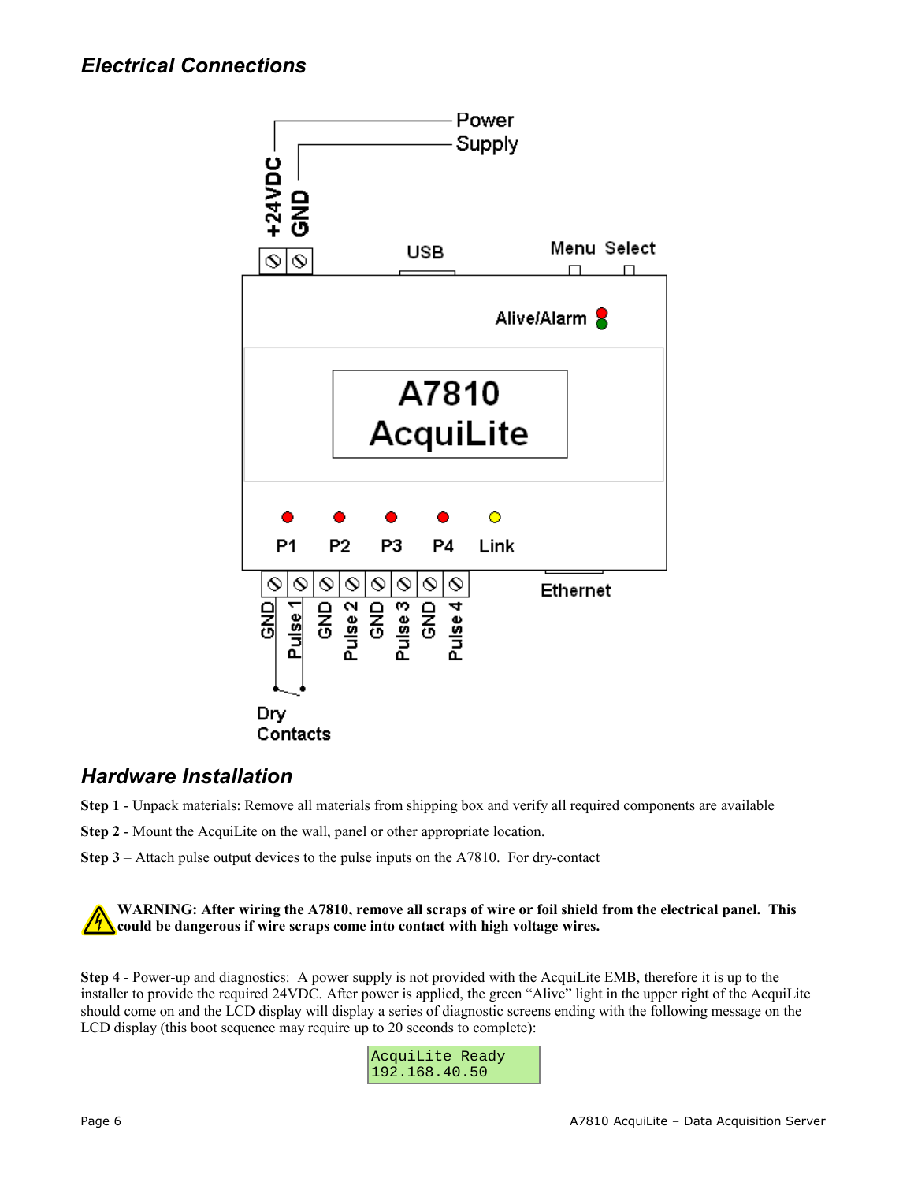## *Electrical Connections*

## *Hardware Installation*

**Step 1** - Unpack materials: Remove all materials from shipping box and verify all required components are available

**Step 2** - Mount the AcquiLite on the wall, panel or other appropriate location.

**Step 3** – Attach pulse output devices to the pulse inputs on the A7810. For dry-contact

**WARNING: After wiring the A7810, remove all scraps of wire or foil shield from the electrical panel. This could be dangerous if wire scraps come into contact with high voltage wires.**

**Step 4** - Power-up and diagnostics: A power supply is not provided with the AcquiLite EMB, therefore it is up to the installer to provide the required 24VDC. After power is applied, the green "Alive" light in the upper right of the AcquiLite should come on and the LCD display will display a series of diagnostic screens ending with the following message on the LCD display (this boot sequence may require up to 20 seconds to complete):

```
AcquiLite Ready
192.168.40.50
```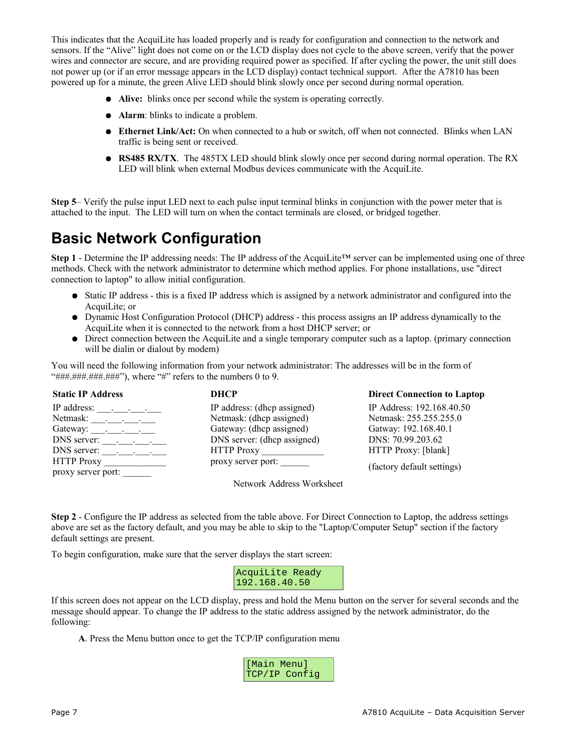This indicates that the AcquiLite has loaded properly and is ready for configuration and connection to the network and sensors. If the "Alive" light does not come on or the LCD display does not cycle to the above screen, verify that the power wires and connector are secure, and are providing required power as specified. If after cycling the power, the unit still does not power up (or if an error message appears in the LCD display) contact technical support. After the A7810 has been powered up for a minute, the green Alive LED should blink slowly once per second during normal operation.

- **Alive:** blinks once per second while the system is operating correctly.
- **Alarm**: blinks to indicate a problem.
- **Ethernet Link/Act:** On when connected to a hub or switch, off when not connected. Blinks when LAN traffic is being sent or received.
- **RS485 RX/TX**. The 485TX LED should blink slowly once per second during normal operation. The RX LED will blink when external Modbus devices communicate with the AcquiLite.

**Step 5**– Verify the pulse input LED next to each pulse input terminal blinks in conjunction with the power meter that is attached to the input. The LED will turn on when the contact terminals are closed, or bridged together.

# Basic Network Configuration

**Step 1** - Determine the IP addressing needs: The IP address of the AcquiLite™ server can be implemented using one of three methods. Check with the network administrator to determine which method applies. For phone installations, use "direct connection to laptop" to allow initial configuration.

- Static IP address - this is a fixed IP address which is assigned by a network administrator and configured into the AcquiLite; or
- Dynamic Host Configuration Protocol (DHCP) address - this process assigns an IP address dynamically to the AcquiLite when it is connected to the network from a host DHCP server; or
- Direct connection between the AcquiLite and a single temporary computer such as a laptop. (primary connection will be dialin or dialout by modem)

You will need the following information from your network administrator: The addresses will be in the form of "###.###.###.###"), where "#" refers to the numbers 0 to 9.

| Static IP Address | DHCP | Direct Connection to Laptop |
|---|---|---|
| IP address: ___.___.___.___ | IP address: (dhcp assigned) | IP Address: 192.168.40.50 |
| Netmask: ___.___.___.___ | Netmask: (dhcp assigned) | Netmask: 255.255.255.0 |
| Gateway: ___.___.___.___ | Gateway: (dhcp assigned) | Gatway: 192.168.40.1 |
| DNS server: ___.___.___.___ | DNS server: (dhcp assigned) | DNS: 70.99.203.62 |
| DNS server: ___.___.___.___ | HTTP Proxy ____________ | HTTP Proxy: [blank] |
| HTTP Proxy ____________ | proxy server port: ______ | (factory default settings) |
| proxy server port: ______ | | |

Network Address Worksheet

**Step 2** - Configure the IP address as selected from the table above. For Direct Connection to Laptop, the address settings above are set as the factory default, and you may be able to skip to the "Laptop/Computer Setup" section if the factory default settings are present.

To begin configuration, make sure that the server displays the start screen:

```
AcquiLite Ready
192.168.40.50
```

If this screen does not appear on the LCD display, press and hold the Menu button on the server for several seconds and the message should appear. To change the IP address to the static address assigned by the network administrator, do the following:

**A**. Press the Menu button once to get the TCP/IP configuration menu

```
[Main Menu]
TCP/IP Config
```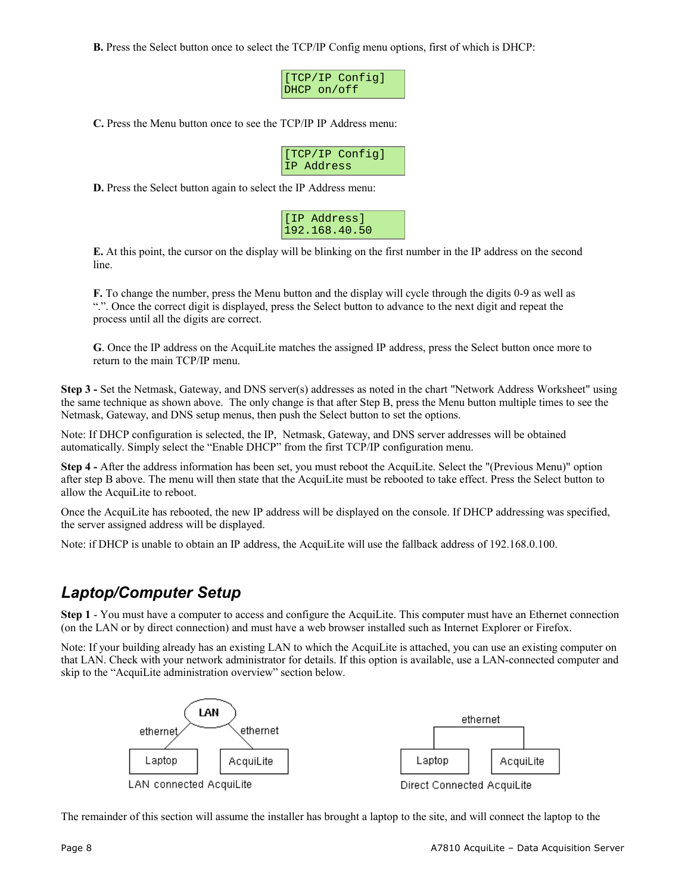**B.** Press the Select button once to select the TCP/IP Config menu options, first of which is DHCP:

```
[TCP/IP Config]
DHCP on/off
```

**C.** Press the Menu button once to see the TCP/IP IP Address menu:

```
[TCP/IP Config]
IP Address
```

**D.** Press the Select button again to select the IP Address menu:

```
[IP Address]
192.168.40.50
```

**E.** At this point, the cursor on the display will be blinking on the first number in the IP address on the second line.

**F.** To change the number, press the Menu button and the display will cycle through the digits 0-9 as well as ".". Once the correct digit is displayed, press the Select button to advance to the next digit and repeat the process until all the digits are correct.

**G**. Once the IP address on the AcquiLite matches the assigned IP address, press the Select button once more to return to the main TCP/IP menu.

**Step 3 -** Set the Netmask, Gateway, and DNS server(s) addresses as noted in the chart "Network Address Worksheet" using the same technique as shown above. The only change is that after Step B, press the Menu button multiple times to see the Netmask, Gateway, and DNS setup menus, then push the Select button to set the options.

Note: If DHCP configuration is selected, the IP, Netmask, Gateway, and DNS server addresses will be obtained automatically. Simply select the "Enable DHCP" from the first TCP/IP configuration menu.

**Step 4 -** After the address information has been set, you must reboot the AcquiLite. Select the "(Previous Menu)" option after step B above. The menu will then state that the AcquiLite must be rebooted to take effect. Press the Select button to allow the AcquiLite to reboot.

Once the AcquiLite has rebooted, the new IP address will be displayed on the console. If DHCP addressing was specified, the server assigned address will be displayed.

Note: if DHCP is unable to obtain an IP address, the AcquiLite will use the fallback address of 192.168.0.100.

## *Laptop/Computer Setup*

**Step 1** - You must have a computer to access and configure the AcquiLite. This computer must have an Ethernet connection (on the LAN or by direct connection) and must have a web browser installed such as Internet Explorer or Firefox.

Note: If your building already has an existing LAN to which the AcquiLite is attached, you can use an existing computer on that LAN. Check with your network administrator for details. If this option is available, use a LAN-connected computer and skip to the "AcquiLite administration overview" section below.

LAN connected AcquiLite

Direct Connected AcquiLite

The remainder of this section will assume the installer has brought a laptop to the site, and will connect the laptop to the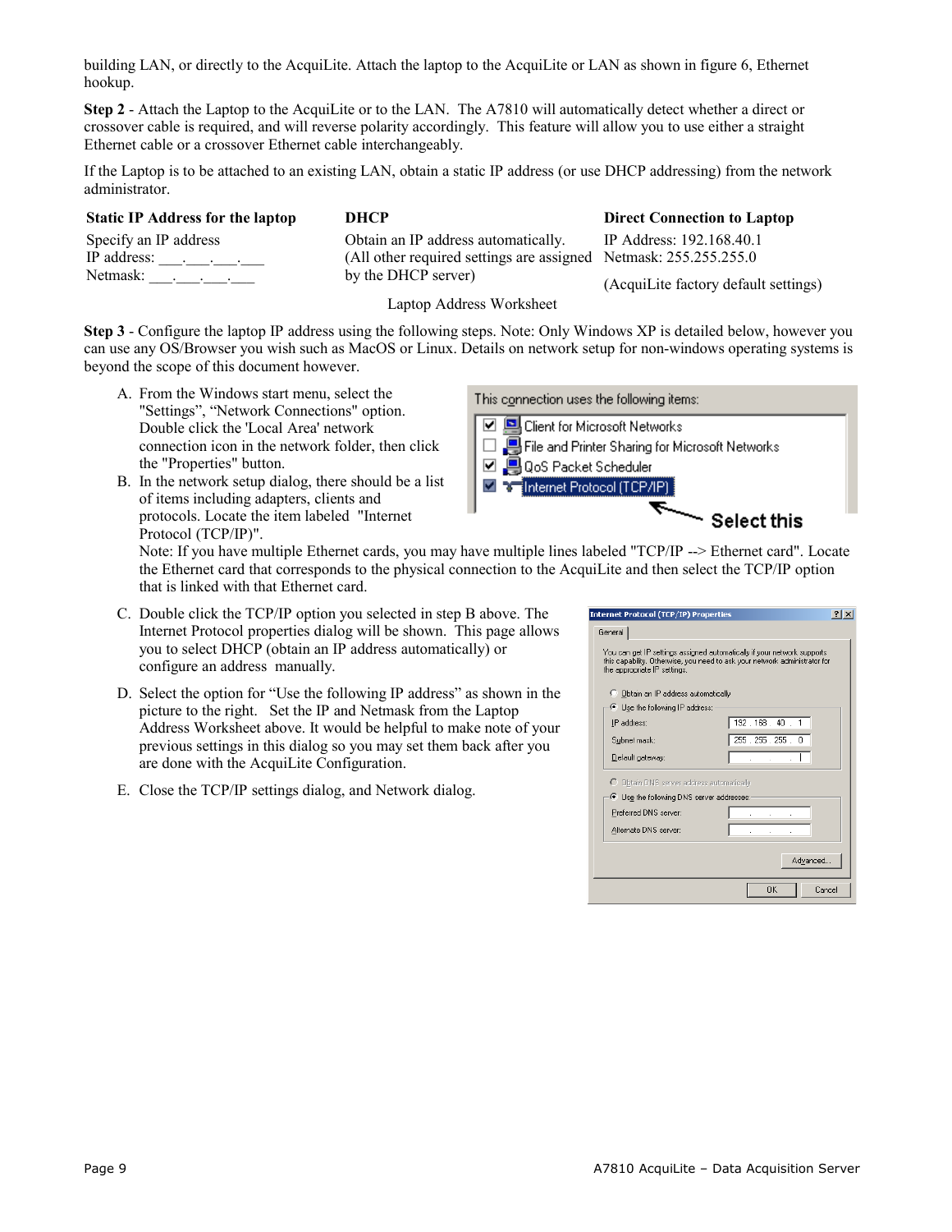building LAN, or directly to the AcquiLite. Attach the laptop to the AcquiLite or LAN as shown in figure 6, Ethernet hookup.

**Step 2** - Attach the Laptop to the AcquiLite or to the LAN. The A7810 will automatically detect whether a direct or crossover cable is required, and will reverse polarity accordingly. This feature will allow you to use either a straight Ethernet cable or a crossover Ethernet cable interchangeably.

If the Laptop is to be attached to an existing LAN, obtain a static IP address (or use DHCP addressing) from the network administrator.

| **Static IP Address for the laptop** | **DHCP** | **Direct Connection to Laptop** |
|---|---|---|
| Specify an IP address<br>IP address: ___.___.___.___<br>Netmask: ___.___.___.___ | Obtain an IP address automatically.<br>(All other required settings are assigned by the DHCP server) | IP Address: 192.168.40.1<br>Netmask: 255.255.255.0<br>(AcquiLite factory default settings) |

Laptop Address Worksheet

**Step 3** - Configure the laptop IP address using the following steps. Note: Only Windows XP is detailed below, however you can use any OS/Browser you wish such as MacOS or Linux. Details on network setup for non-windows operating systems is beyond the scope of this document however.

A. From the Windows start menu, select the "Settings", "Network Connections" option. Double click the 'Local Area' network connection icon in the network folder, then click the "Properties" button.

B. In the network setup dialog, there should be a list of items including adapters, clients and protocols. Locate the item labeled "Internet Protocol (TCP/IP)".
Note: If you have multiple Ethernet cards, you may have multiple lines labeled "TCP/IP --> Ethernet card". Locate the Ethernet card that corresponds to the physical connection to the AcquiLite and then select the TCP/IP option that is linked with that Ethernet card.

C. Double click the TCP/IP option you selected in step B above. The Internet Protocol properties dialog will be shown. This page allows you to select DHCP (obtain an IP address automatically) or configure an address manually.

D. Select the option for "Use the following IP address" as shown in the picture to the right. Set the IP and Netmask from the Laptop Address Worksheet above. It would be helpful to make note of your previous settings in this dialog so you may set them back after you are done with the AcquiLite Configuration.

E. Close the TCP/IP settings dialog, and Network dialog.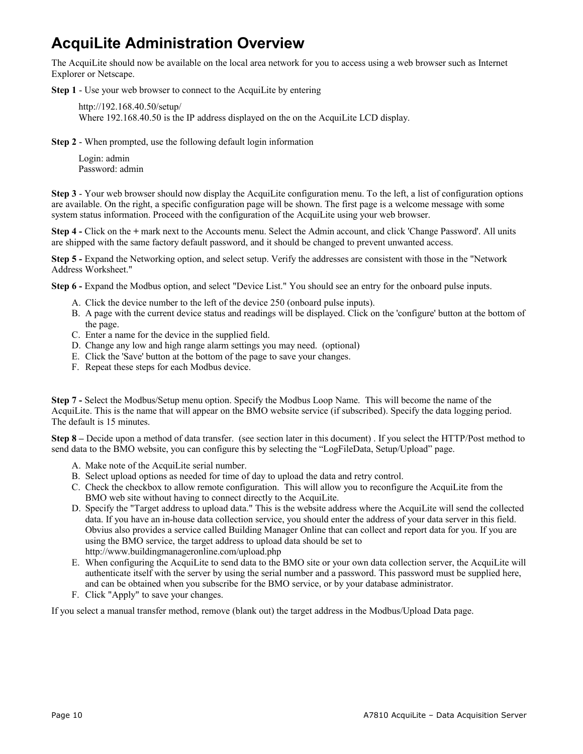# AcquiLite Administration Overview

The AcquiLite should now be available on the local area network for you to access using a web browser such as Internet Explorer or Netscape.

**Step 1** - Use your web browser to connect to the AcquiLite by entering

> http://192.168.40.50/setup/
> Where 192.168.40.50 is the IP address displayed on the on the AcquiLite LCD display.

**Step 2** - When prompted, use the following default login information

> Login: admin
> Password: admin

**Step 3** - Your web browser should now display the AcquiLite configuration menu. To the left, a list of configuration options are available. On the right, a specific configuration page will be shown. The first page is a welcome message with some system status information. Proceed with the configuration of the AcquiLite using your web browser.

**Step 4 -** Click on the **+** mark next to the Accounts menu. Select the Admin account, and click 'Change Password'. All units are shipped with the same factory default password, and it should be changed to prevent unwanted access.

**Step 5 -** Expand the Networking option, and select setup. Verify the addresses are consistent with those in the "Network Address Worksheet."

**Step 6 -** Expand the Modbus option, and select "Device List." You should see an entry for the onboard pulse inputs.

A. Click the device number to the left of the device 250 (onboard pulse inputs).
B. A page with the current device status and readings will be displayed. Click on the 'configure' button at the bottom of the page.
C. Enter a name for the device in the supplied field.
D. Change any low and high range alarm settings you may need. (optional)
E. Click the 'Save' button at the bottom of the page to save your changes.
F. Repeat these steps for each Modbus device.

**Step 7 -** Select the Modbus/Setup menu option. Specify the Modbus Loop Name. This will become the name of the AcquiLite. This is the name that will appear on the BMO website service (if subscribed). Specify the data logging period. The default is 15 minutes.

**Step 8 –** Decide upon a method of data transfer. (see section later in this document) . If you select the HTTP/Post method to send data to the BMO website, you can configure this by selecting the "LogFileData, Setup/Upload" page.

A. Make note of the AcquiLite serial number.
B. Select upload options as needed for time of day to upload the data and retry control.
C. Check the checkbox to allow remote configuration. This will allow you to reconfigure the AcquiLite from the BMO web site without having to connect directly to the AcquiLite.
D. Specify the "Target address to upload data." This is the website address where the AcquiLite will send the collected data. If you have an in-house data collection service, you should enter the address of your data server in this field. Obvius also provides a service called Building Manager Online that can collect and report data for you. If you are using the BMO service, the target address to upload data should be set to http://www.buildingmanageronline.com/upload.php
E. When configuring the AcquiLite to send data to the BMO site or your own data collection server, the AcquiLite will authenticate itself with the server by using the serial number and a password. This password must be supplied here, and can be obtained when you subscribe for the BMO service, or by your database administrator.
F. Click "Apply" to save your changes.

If you select a manual transfer method, remove (blank out) the target address in the Modbus/Upload Data page.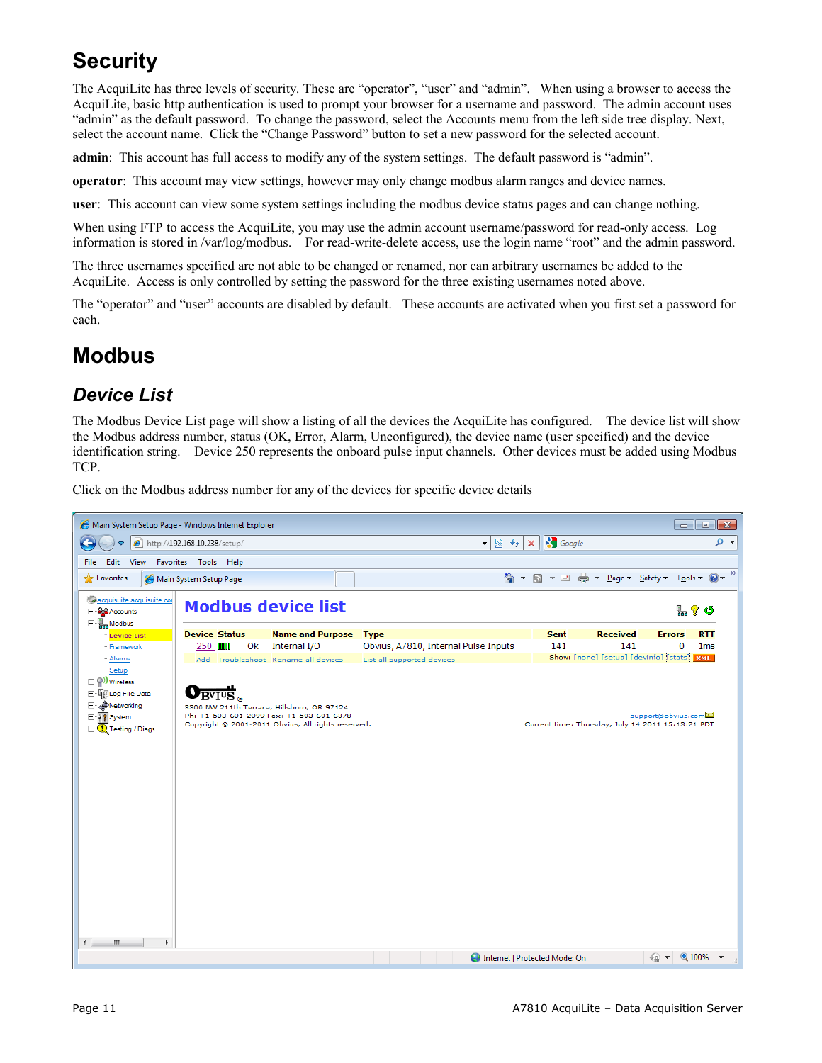# Security

The AcquiLite has three levels of security. These are “operator”, “user” and “admin”. When using a browser to access the AcquiLite, basic http authentication is used to prompt your browser for a username and password. The admin account uses “admin” as the default password. To change the password, select the Accounts menu from the left side tree display. Next, select the account name. Click the “Change Password” button to set a new password for the selected account.

**admin**: This account has full access to modify any of the system settings. The default password is “admin”.

**operator**: This account may view settings, however may only change modbus alarm ranges and device names.

**user**: This account can view some system settings including the modbus device status pages and can change nothing.

When using FTP to access the AcquiLite, you may use the admin account username/password for read-only access. Log information is stored in /var/log/modbus. For read-write-delete access, use the login name “root” and the admin password.

The three usernames specified are not able to be changed or renamed, nor can arbitrary usernames be added to the AcquiLite. Access is only controlled by setting the password for the three existing usernames noted above.

The “operator” and “user” accounts are disabled by default. These accounts are activated when you first set a password for each.

# Modbus

## *Device List*

The Modbus Device List page will show a listing of all the devices the AcquiLite has configured. The device list will show the Modbus address number, status (OK, Error, Alarm, Unconfigured), the device name (user specified) and the device identification string. Device 250 represents the onboard pulse input channels. Other devices must be added using Modbus TCP.

Click on the Modbus address number for any of the devices for specific device details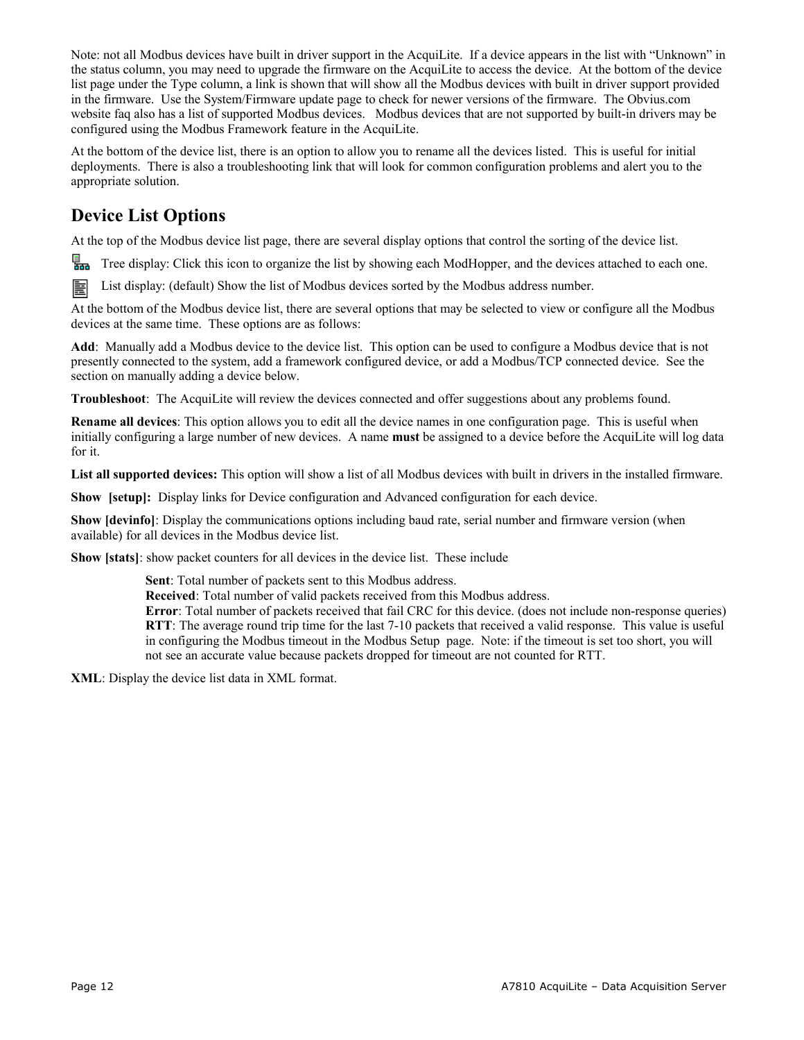Note: not all Modbus devices have built in driver support in the AcquiLite. If a device appears in the list with "Unknown" in the status column, you may need to upgrade the firmware on the AcquiLite to access the device. At the bottom of the device list page under the Type column, a link is shown that will show all the Modbus devices with built in driver support provided in the firmware. Use the System/Firmware update page to check for newer versions of the firmware. The Obvius.com website faq also has a list of supported Modbus devices. Modbus devices that are not supported by built-in drivers may be configured using the Modbus Framework feature in the AcquiLite.

At the bottom of the device list, there is an option to allow you to rename all the devices listed. This is useful for initial deployments. There is also a troubleshooting link that will look for common configuration problems and alert you to the appropriate solution.

## Device List Options

At the top of the Modbus device list page, there are several display options that control the sorting of the device list.

Tree display: Click this icon to organize the list by showing each ModHopper, and the devices attached to each one.

List display: (default) Show the list of Modbus devices sorted by the Modbus address number.

At the bottom of the Modbus device list, there are several options that may be selected to view or configure all the Modbus devices at the same time. These options are as follows:

**Add**: Manually add a Modbus device to the device list. This option can be used to configure a Modbus device that is not presently connected to the system, add a framework configured device, or add a Modbus/TCP connected device. See the section on manually adding a device below.

**Troubleshoot**: The AcquiLite will review the devices connected and offer suggestions about any problems found.

**Rename all devices**: This option allows you to edit all the device names in one configuration page. This is useful when initially configuring a large number of new devices. A name **must** be assigned to a device before the AcquiLite will log data for it.

**List all supported devices:** This option will show a list of all Modbus devices with built in drivers in the installed firmware.

**Show [setup]:** Display links for Device configuration and Advanced configuration for each device.

**Show [devinfo]**: Display the communications options including baud rate, serial number and firmware version (when available) for all devices in the Modbus device list.

**Show [stats]**: show packet counters for all devices in the device list. These include

> **Sent**: Total number of packets sent to this Modbus address.
> **Received**: Total number of valid packets received from this Modbus address.
> **Error**: Total number of packets received that fail CRC for this device. (does not include non-response queries)
> **RTT**: The average round trip time for the last 7-10 packets that received a valid response. This value is useful in configuring the Modbus timeout in the Modbus Setup page. Note: if the timeout is set too short, you will not see an accurate value because packets dropped for timeout are not counted for RTT.

**XML**: Display the device list data in XML format.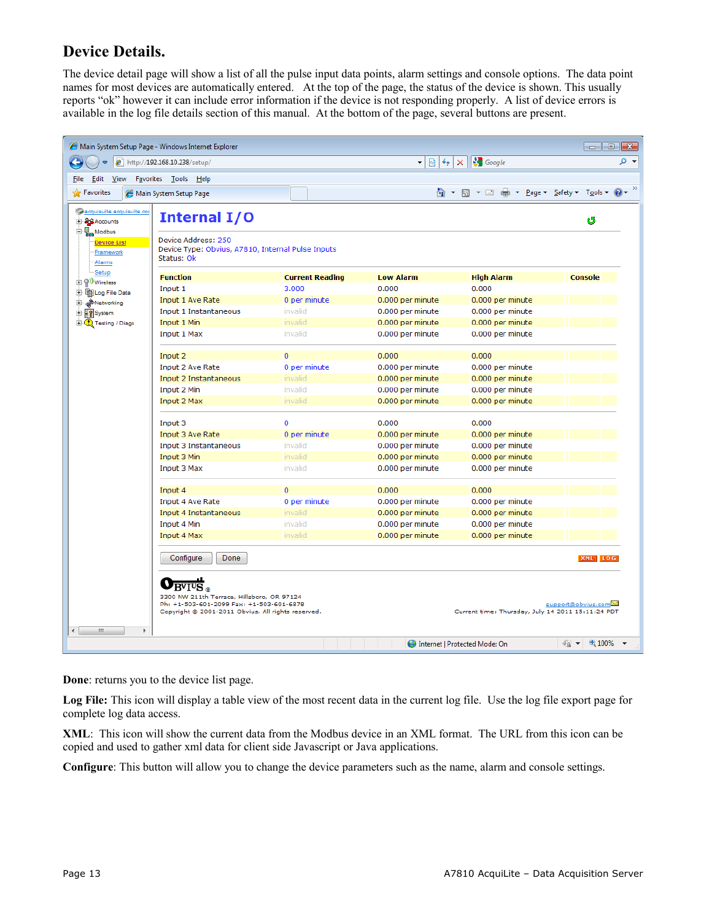## Device Details.

The device detail page will show a list of all the pulse input data points, alarm settings and console options. The data point names for most devices are automatically entered. At the top of the page, the status of the device is shown. This usually reports "ok" however it can include error information if the device is not responding properly. A list of device errors is available in the log file details section of this manual. At the bottom of the page, several buttons are present.

**Internal I/O**

Device Address: 250
Device Type: Obvius, A7810, Internal Pulse Inputs
Status: Ok

| Function | Current Reading | Low Alarm | High Alarm | Console |
|---|---|---|---|---|
| Input 1 | 3.000 | 0.000 | 0.000 | |
| Input 1 Ave Rate | 0 per minute | 0.000 per minute | 0.000 per minute | |
| Input 1 Instantaneous | invalid | 0.000 per minute | 0.000 per minute | |
| Input 1 Min | invalid | 0.000 per minute | 0.000 per minute | |
| Input 1 Max | invalid | 0.000 per minute | 0.000 per minute | |
| Input 2 | 0 | 0.000 | 0.000 | |
| Input 2 Ave Rate | 0 per minute | 0.000 per minute | 0.000 per minute | |
| Input 2 Instantaneous | invalid | 0.000 per minute | 0.000 per minute | |
| Input 2 Min | invalid | 0.000 per minute | 0.000 per minute | |
| Input 2 Max | invalid | 0.000 per minute | 0.000 per minute | |
| Input 3 | 0 | 0.000 | 0.000 | |
| Input 3 Ave Rate | 0 per minute | 0.000 per minute | 0.000 per minute | |
| Input 3 Instantaneous | invalid | 0.000 per minute | 0.000 per minute | |
| Input 3 Min | invalid | 0.000 per minute | 0.000 per minute | |
| Input 3 Max | invalid | 0.000 per minute | 0.000 per minute | |
| Input 4 | 0 | 0.000 | 0.000 | |
| Input 4 Ave Rate | 0 per minute | 0.000 per minute | 0.000 per minute | |
| Input 4 Instantaneous | invalid | 0.000 per minute | 0.000 per minute | |
| Input 4 Min | invalid | 0.000 per minute | 0.000 per minute | |
| Input 4 Max | invalid | 0.000 per minute | 0.000 per minute | |

Configure | Done | XML | LOG

3300 NW 211th Terrace, Hillsboro, OR 97124
Ph: +1-503-601-2099 Fax: +1-503-601-6878
Copyright © 2001-2011 Obvius. All rights reserved.
support@obvius.com
Current time: Thursday, July 14 2011 15:11:24 PDT

**Done**: returns you to the device list page.

**Log File:** This icon will display a table view of the most recent data in the current log file. Use the log file export page for complete log data access.

**XML**: This icon will show the current data from the Modbus device in an XML format. The URL from this icon can be copied and used to gather xml data for client side Javascript or Java applications.

**Configure**: This button will allow you to change the device parameters such as the name, alarm and console settings.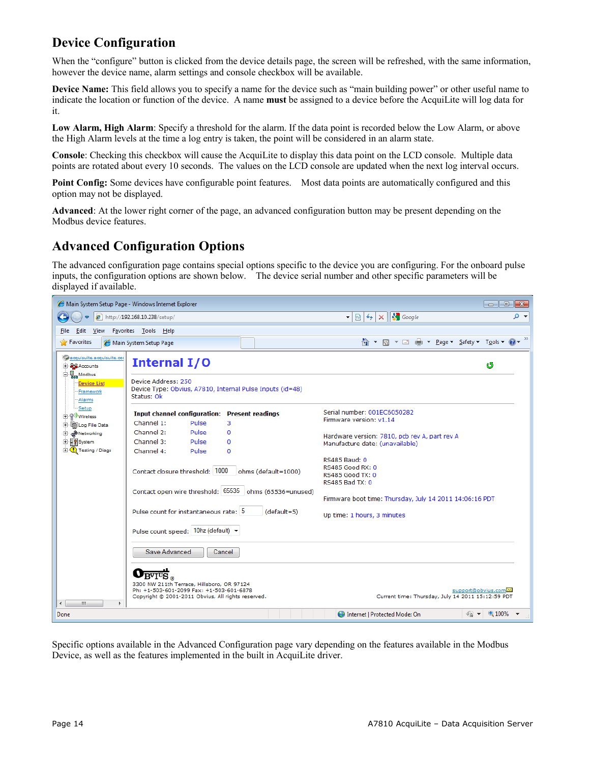## Device Configuration

When the "configure" button is clicked from the device details page, the screen will be refreshed, with the same information, however the device name, alarm settings and console checkbox will be available.

**Device Name:** This field allows you to specify a name for the device such as "main building power" or other useful name to indicate the location or function of the device. A name **must** be assigned to a device before the AcquiLite will log data for it.

**Low Alarm, High Alarm**: Specify a threshold for the alarm. If the data point is recorded below the Low Alarm, or above the High Alarm levels at the time a log entry is taken, the point will be considered in an alarm state.

**Console**: Checking this checkbox will cause the AcquiLite to display this data point on the LCD console. Multiple data points are rotated about every 10 seconds. The values on the LCD console are updated when the next log interval occurs.

**Point Config:** Some devices have configurable point features. Most data points are automatically configured and this option may not be displayed.

**Advanced**: At the lower right corner of the page, an advanced configuration button may be present depending on the Modbus device features.

## Advanced Configuration Options

The advanced configuration page contains special options specific to the device you are configuring. For the onboard pulse inputs, the configuration options are shown below. The device serial number and other specific parameters will be displayed if available.

Specific options available in the Advanced Configuration page vary depending on the features available in the Modbus Device, as well as the features implemented in the built in AcquiLite driver.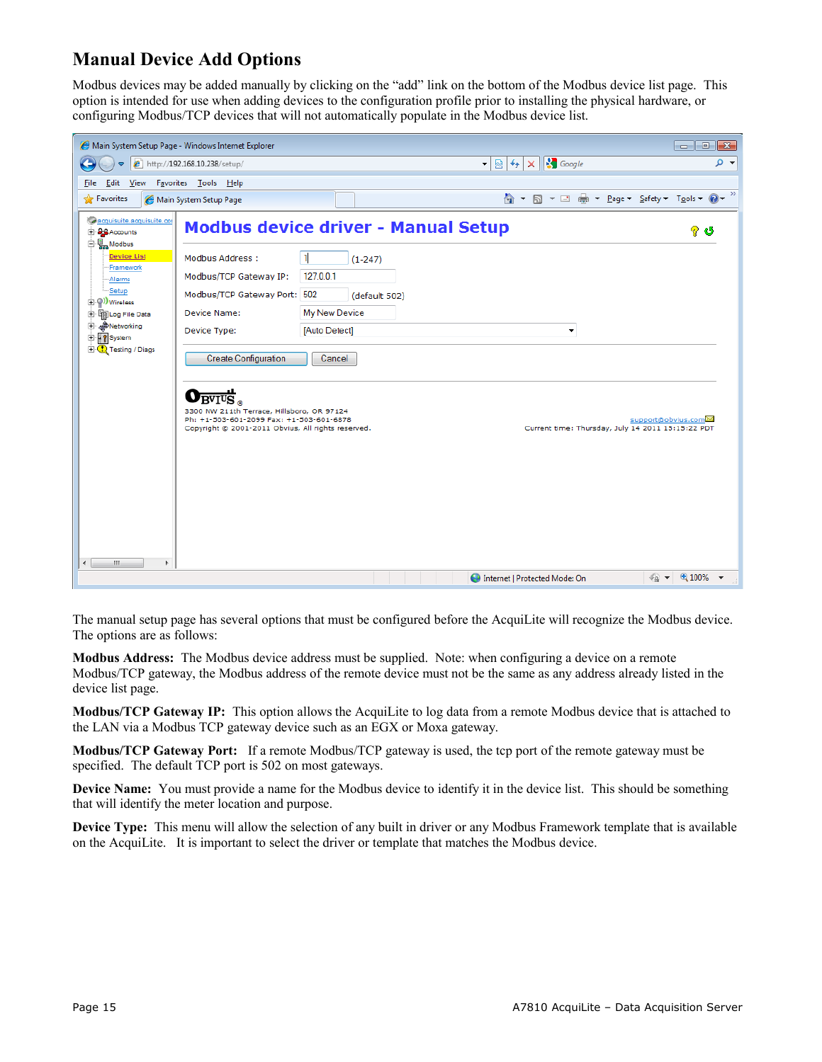## Manual Device Add Options

Modbus devices may be added manually by clicking on the "add" link on the bottom of the Modbus device list page. This option is intended for use when adding devices to the configuration profile prior to installing the physical hardware, or configuring Modbus/TCP devices that will not automatically populate in the Modbus device list.

The manual setup page has several options that must be configured before the AcquiLite will recognize the Modbus device. The options are as follows:

**Modbus Address:** The Modbus device address must be supplied. Note: when configuring a device on a remote Modbus/TCP gateway, the Modbus address of the remote device must not be the same as any address already listed in the device list page.

**Modbus/TCP Gateway IP:** This option allows the AcquiLite to log data from a remote Modbus device that is attached to the LAN via a Modbus TCP gateway device such as an EGX or Moxa gateway.

**Modbus/TCP Gateway Port:** If a remote Modbus/TCP gateway is used, the tcp port of the remote gateway must be specified. The default TCP port is 502 on most gateways.

**Device Name:** You must provide a name for the Modbus device to identify it in the device list. This should be something that will identify the meter location and purpose.

**Device Type:** This menu will allow the selection of any built in driver or any Modbus Framework template that is available on the AcquiLite. It is important to select the driver or template that matches the Modbus device.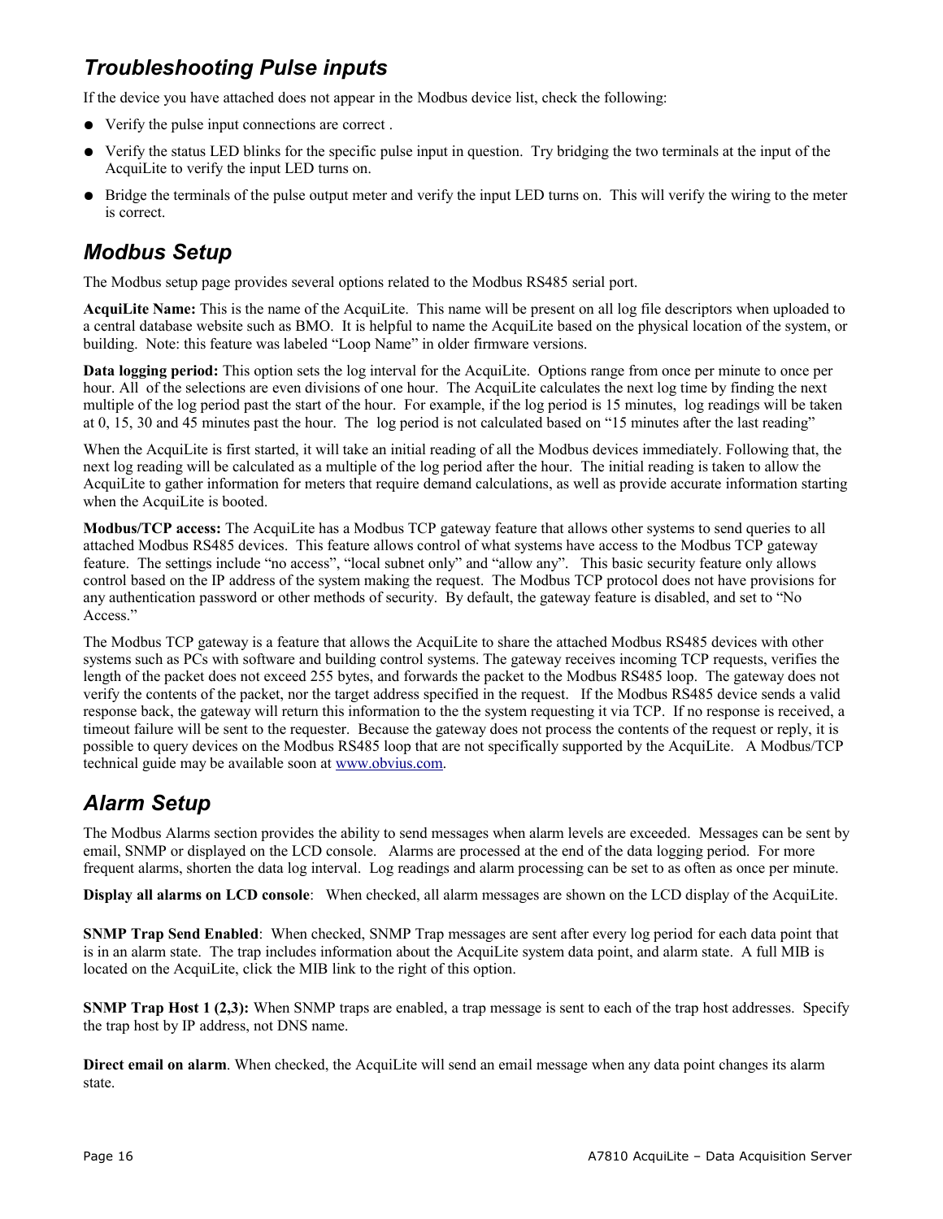## *Troubleshooting Pulse inputs*

If the device you have attached does not appear in the Modbus device list, check the following:

- Verify the pulse input connections are correct .
- Verify the status LED blinks for the specific pulse input in question. Try bridging the two terminals at the input of the AcquiLite to verify the input LED turns on.
- Bridge the terminals of the pulse output meter and verify the input LED turns on. This will verify the wiring to the meter is correct.

## *Modbus Setup*

The Modbus setup page provides several options related to the Modbus RS485 serial port.

**AcquiLite Name:** This is the name of the AcquiLite. This name will be present on all log file descriptors when uploaded to a central database website such as BMO. It is helpful to name the AcquiLite based on the physical location of the system, or building. Note: this feature was labeled "Loop Name" in older firmware versions.

**Data logging period:** This option sets the log interval for the AcquiLite. Options range from once per minute to once per hour. All of the selections are even divisions of one hour. The AcquiLite calculates the next log time by finding the next multiple of the log period past the start of the hour. For example, if the log period is 15 minutes, log readings will be taken at 0, 15, 30 and 45 minutes past the hour. The log period is not calculated based on "15 minutes after the last reading"

When the AcquiLite is first started, it will take an initial reading of all the Modbus devices immediately. Following that, the next log reading will be calculated as a multiple of the log period after the hour. The initial reading is taken to allow the AcquiLite to gather information for meters that require demand calculations, as well as provide accurate information starting when the AcquiLite is booted.

**Modbus/TCP access:** The AcquiLite has a Modbus TCP gateway feature that allows other systems to send queries to all attached Modbus RS485 devices. This feature allows control of what systems have access to the Modbus TCP gateway feature. The settings include "no access", "local subnet only" and "allow any". This basic security feature only allows control based on the IP address of the system making the request. The Modbus TCP protocol does not have provisions for any authentication password or other methods of security. By default, the gateway feature is disabled, and set to "No Access."

The Modbus TCP gateway is a feature that allows the AcquiLite to share the attached Modbus RS485 devices with other systems such as PCs with software and building control systems. The gateway receives incoming TCP requests, verifies the length of the packet does not exceed 255 bytes, and forwards the packet to the Modbus RS485 loop. The gateway does not verify the contents of the packet, nor the target address specified in the request. If the Modbus RS485 device sends a valid response back, the gateway will return this information to the the system requesting it via TCP. If no response is received, a timeout failure will be sent to the requester. Because the gateway does not process the contents of the request or reply, it is possible to query devices on the Modbus RS485 loop that are not specifically supported by the AcquiLite. A Modbus/TCP technical guide may be available soon at [www.obvius.com](http://www.obvius.com).

## *Alarm Setup*

The Modbus Alarms section provides the ability to send messages when alarm levels are exceeded. Messages can be sent by email, SNMP or displayed on the LCD console. Alarms are processed at the end of the data logging period. For more frequent alarms, shorten the data log interval. Log readings and alarm processing can be set to as often as once per minute.

**Display all alarms on LCD console**: When checked, all alarm messages are shown on the LCD display of the AcquiLite.

**SNMP Trap Send Enabled**: When checked, SNMP Trap messages are sent after every log period for each data point that is in an alarm state. The trap includes information about the AcquiLite system data point, and alarm state. A full MIB is located on the AcquiLite, click the MIB link to the right of this option.

**SNMP Trap Host 1 (2,3):** When SNMP traps are enabled, a trap message is sent to each of the trap host addresses. Specify the trap host by IP address, not DNS name.

**Direct email on alarm**. When checked, the AcquiLite will send an email message when any data point changes its alarm state.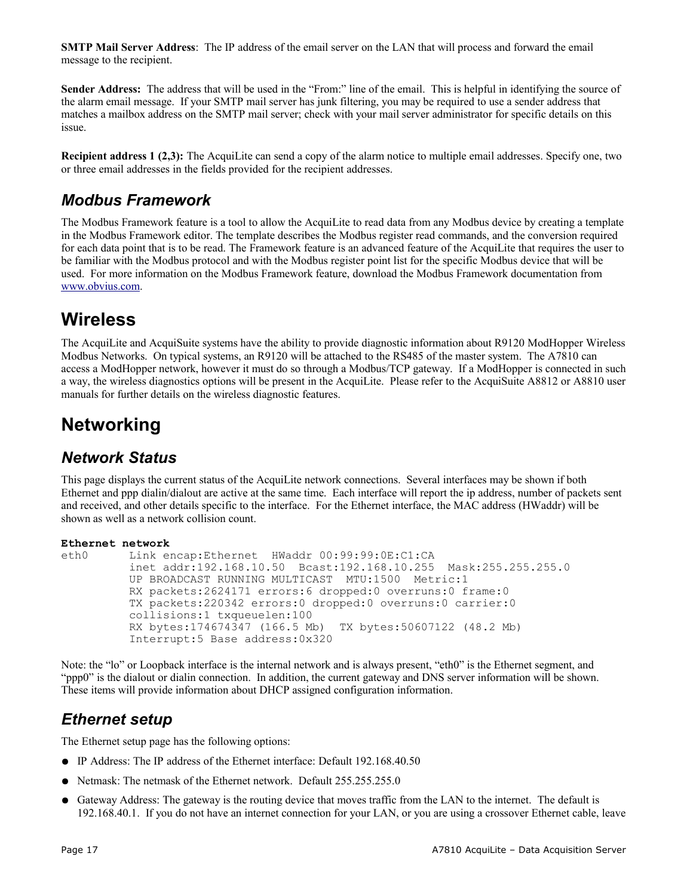**SMTP Mail Server Address**: The IP address of the email server on the LAN that will process and forward the email message to the recipient.

**Sender Address:** The address that will be used in the "From:" line of the email. This is helpful in identifying the source of the alarm email message. If your SMTP mail server has junk filtering, you may be required to use a sender address that matches a mailbox address on the SMTP mail server; check with your mail server administrator for specific details on this issue.

**Recipient address 1 (2,3):** The AcquiLite can send a copy of the alarm notice to multiple email addresses. Specify one, two or three email addresses in the fields provided for the recipient addresses.

## *Modbus Framework*

The Modbus Framework feature is a tool to allow the AcquiLite to read data from any Modbus device by creating a template in the Modbus Framework editor. The template describes the Modbus register read commands, and the conversion required for each data point that is to be read. The Framework feature is an advanced feature of the AcquiLite that requires the user to be familiar with the Modbus protocol and with the Modbus register point list for the specific Modbus device that will be used. For more information on the Modbus Framework feature, download the Modbus Framework documentation from www.obvius.com.

# Wireless

The AcquiLite and AcquiSuite systems have the ability to provide diagnostic information about R9120 ModHopper Wireless Modbus Networks. On typical systems, an R9120 will be attached to the RS485 of the master system. The A7810 can access a ModHopper network, however it must do so through a Modbus/TCP gateway. If a ModHopper is connected in such a way, the wireless diagnostics options will be present in the AcquiLite. Please refer to the AcquiSuite A8812 or A8810 user manuals for further details on the wireless diagnostic features.

# Networking

## *Network Status*

This page displays the current status of the AcquiLite network connections. Several interfaces may be shown if both Ethernet and ppp dialin/dialout are active at the same time. Each interface will report the ip address, number of packets sent and received, and other details specific to the interface. For the Ethernet interface, the MAC address (HWaddr) will be shown as well as a network collision count.

```
Ethernet network
eth0      Link encap:Ethernet  HWaddr 00:99:99:0E:C1:CA
          inet addr:192.168.10.50  Bcast:192.168.10.255  Mask:255.255.255.0
          UP BROADCAST RUNNING MULTICAST  MTU:1500  Metric:1
          RX packets:2624171 errors:6 dropped:0 overruns:0 frame:0
          TX packets:220342 errors:0 dropped:0 overruns:0 carrier:0
          collisions:1 txqueuelen:100
          RX bytes:174674347 (166.5 Mb)  TX bytes:50607122 (48.2 Mb)
          Interrupt:5 Base address:0x320
```

Note: the "lo" or Loopback interface is the internal network and is always present, "eth0" is the Ethernet segment, and "ppp0" is the dialout or dialin connection. In addition, the current gateway and DNS server information will be shown. These items will provide information about DHCP assigned configuration information.

## *Ethernet setup*

The Ethernet setup page has the following options:

- IP Address: The IP address of the Ethernet interface: Default 192.168.40.50
- Netmask: The netmask of the Ethernet network. Default 255.255.255.0
- Gateway Address: The gateway is the routing device that moves traffic from the LAN to the internet. The default is 192.168.40.1. If you do not have an internet connection for your LAN, or you are using a crossover Ethernet cable, leave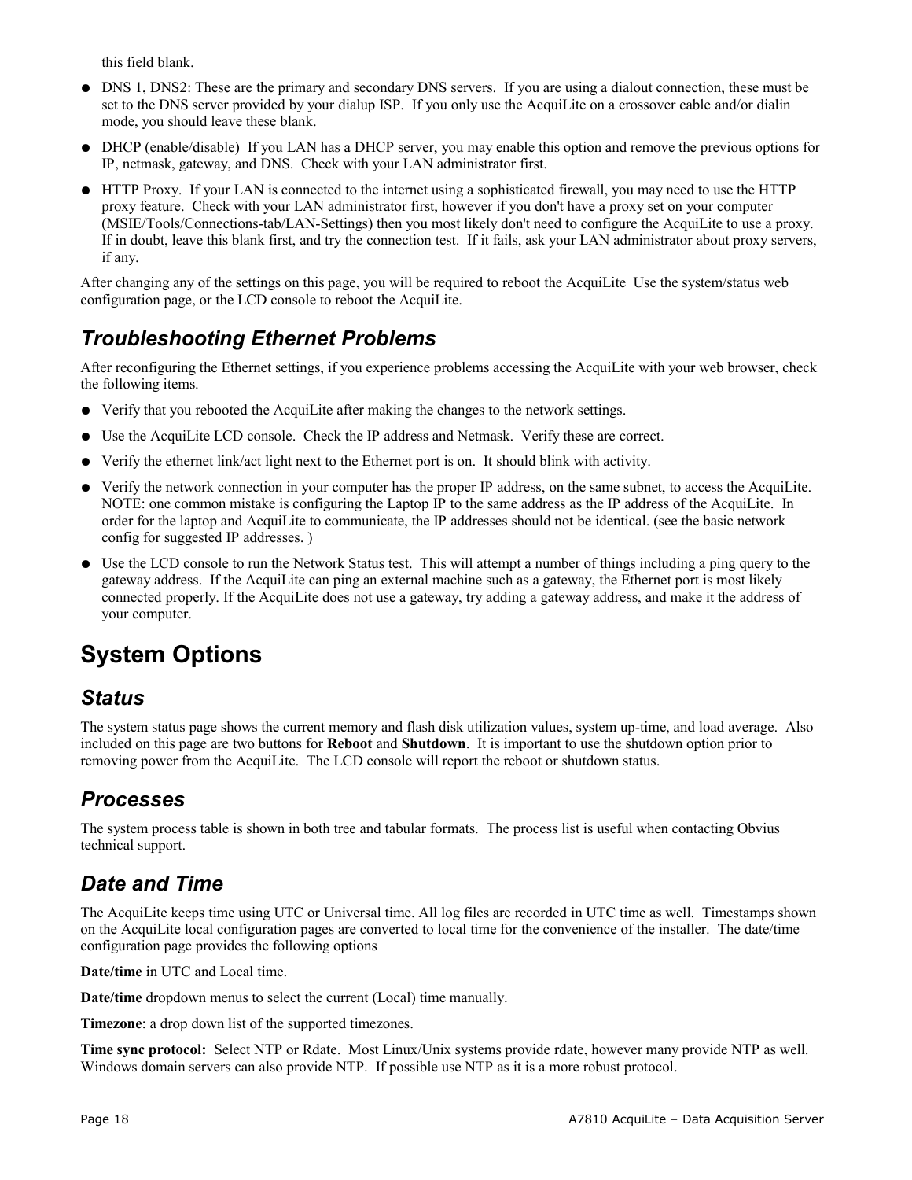this field blank.

- DNS 1, DNS2: These are the primary and secondary DNS servers. If you are using a dialout connection, these must be set to the DNS server provided by your dialup ISP. If you only use the AcquiLite on a crossover cable and/or dialin mode, you should leave these blank.
- DHCP (enable/disable) If you LAN has a DHCP server, you may enable this option and remove the previous options for IP, netmask, gateway, and DNS. Check with your LAN administrator first.
- HTTP Proxy. If your LAN is connected to the internet using a sophisticated firewall, you may need to use the HTTP proxy feature. Check with your LAN administrator first, however if you don't have a proxy set on your computer (MSIE/Tools/Connections-tab/LAN-Settings) then you most likely don't need to configure the AcquiLite to use a proxy. If in doubt, leave this blank first, and try the connection test. If it fails, ask your LAN administrator about proxy servers, if any.

After changing any of the settings on this page, you will be required to reboot the AcquiLite Use the system/status web configuration page, or the LCD console to reboot the AcquiLite.

### Troubleshooting Ethernet Problems

After reconfiguring the Ethernet settings, if you experience problems accessing the AcquiLite with your web browser, check the following items.

- Verify that you rebooted the AcquiLite after making the changes to the network settings.
- Use the AcquiLite LCD console. Check the IP address and Netmask. Verify these are correct.
- Verify the ethernet link/act light next to the Ethernet port is on. It should blink with activity.
- Verify the network connection in your computer has the proper IP address, on the same subnet, to access the AcquiLite. NOTE: one common mistake is configuring the Laptop IP to the same address as the IP address of the AcquiLite. In order for the laptop and AcquiLite to communicate, the IP addresses should not be identical. (see the basic network config for suggested IP addresses. )
- Use the LCD console to run the Network Status test. This will attempt a number of things including a ping query to the gateway address. If the AcquiLite can ping an external machine such as a gateway, the Ethernet port is most likely connected properly. If the AcquiLite does not use a gateway, try adding a gateway address, and make it the address of your computer.

## System Options

### Status

The system status page shows the current memory and flash disk utilization values, system up-time, and load average. Also included on this page are two buttons for **Reboot** and **Shutdown**. It is important to use the shutdown option prior to removing power from the AcquiLite. The LCD console will report the reboot or shutdown status.

### Processes

The system process table is shown in both tree and tabular formats. The process list is useful when contacting Obvius technical support.

### Date and Time

The AcquiLite keeps time using UTC or Universal time. All log files are recorded in UTC time as well. Timestamps shown on the AcquiLite local configuration pages are converted to local time for the convenience of the installer. The date/time configuration page provides the following options

**Date/time** in UTC and Local time.

**Date/time** dropdown menus to select the current (Local) time manually.

**Timezone**: a drop down list of the supported timezones.

**Time sync protocol:** Select NTP or Rdate. Most Linux/Unix systems provide rdate, however many provide NTP as well. Windows domain servers can also provide NTP. If possible use NTP as it is a more robust protocol.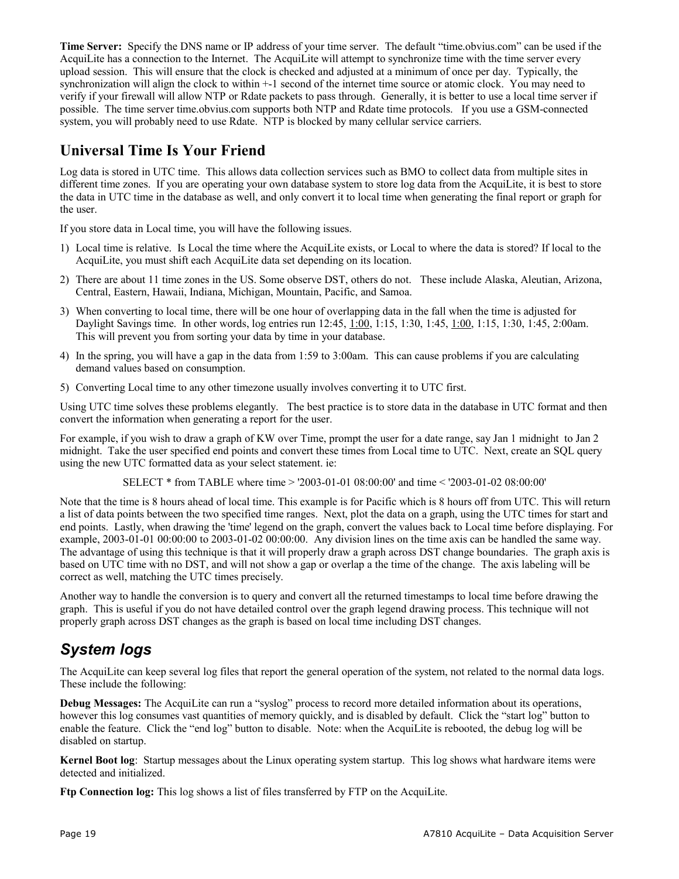**Time Server:** Specify the DNS name or IP address of your time server. The default "time.obvius.com" can be used if the AcquiLite has a connection to the Internet. The AcquiLite will attempt to synchronize time with the time server every upload session. This will ensure that the clock is checked and adjusted at a minimum of once per day. Typically, the synchronization will align the clock to within +-1 second of the internet time source or atomic clock. You may need to verify if your firewall will allow NTP or Rdate packets to pass through. Generally, it is better to use a local time server if possible. The time server time.obvius.com supports both NTP and Rdate time protocols. If you use a GSM-connected system, you will probably need to use Rdate. NTP is blocked by many cellular service carriers.

## Universal Time Is Your Friend

Log data is stored in UTC time. This allows data collection services such as BMO to collect data from multiple sites in different time zones. If you are operating your own database system to store log data from the AcquiLite, it is best to store the data in UTC time in the database as well, and only convert it to local time when generating the final report or graph for the user.

If you store data in Local time, you will have the following issues.

1) Local time is relative. Is Local the time where the AcquiLite exists, or Local to where the data is stored? If local to the AcquiLite, you must shift each AcquiLite data set depending on its location.
2) There are about 11 time zones in the US. Some observe DST, others do not. These include Alaska, Aleutian, Arizona, Central, Eastern, Hawaii, Indiana, Michigan, Mountain, Pacific, and Samoa.
3) When converting to local time, there will be one hour of overlapping data in the fall when the time is adjusted for Daylight Savings time. In other words, log entries run 12:45, 1:00, 1:15, 1:30, 1:45, 1:00, 1:15, 1:30, 1:45, 2:00am. This will prevent you from sorting your data by time in your database.
4) In the spring, you will have a gap in the data from 1:59 to 3:00am. This can cause problems if you are calculating demand values based on consumption.
5) Converting Local time to any other timezone usually involves converting it to UTC first.

Using UTC time solves these problems elegantly. The best practice is to store data in the database in UTC format and then convert the information when generating a report for the user.

For example, if you wish to draw a graph of KW over Time, prompt the user for a date range, say Jan 1 midnight to Jan 2 midnight. Take the user specified end points and convert these times from Local time to UTC. Next, create an SQL query using the new UTC formatted data as your select statement. ie:

```
SELECT * from TABLE where time > '2003-01-01 08:00:00' and time < '2003-01-02 08:00:00'
```

Note that the time is 8 hours ahead of local time. This example is for Pacific which is 8 hours off from UTC. This will return a list of data points between the two specified time ranges. Next, plot the data on a graph, using the UTC times for start and end points. Lastly, when drawing the 'time' legend on the graph, convert the values back to Local time before displaying. For example, 2003-01-01 00:00:00 to 2003-01-02 00:00:00. Any division lines on the time axis can be handled the same way. The advantage of using this technique is that it will properly draw a graph across DST change boundaries. The graph axis is based on UTC time with no DST, and will not show a gap or overlap a the time of the change. The axis labeling will be correct as well, matching the UTC times precisely.

Another way to handle the conversion is to query and convert all the returned timestamps to local time before drawing the graph. This is useful if you do not have detailed control over the graph legend drawing process. This technique will not properly graph across DST changes as the graph is based on local time including DST changes.

## *System logs*

The AcquiLite can keep several log files that report the general operation of the system, not related to the normal data logs. These include the following:

**Debug Messages:** The AcquiLite can run a "syslog" process to record more detailed information about its operations, however this log consumes vast quantities of memory quickly, and is disabled by default. Click the "start log" button to enable the feature. Click the "end log" button to disable. Note: when the AcquiLite is rebooted, the debug log will be disabled on startup.

**Kernel Boot log**: Startup messages about the Linux operating system startup. This log shows what hardware items were detected and initialized.

**Ftp Connection log:** This log shows a list of files transferred by FTP on the AcquiLite.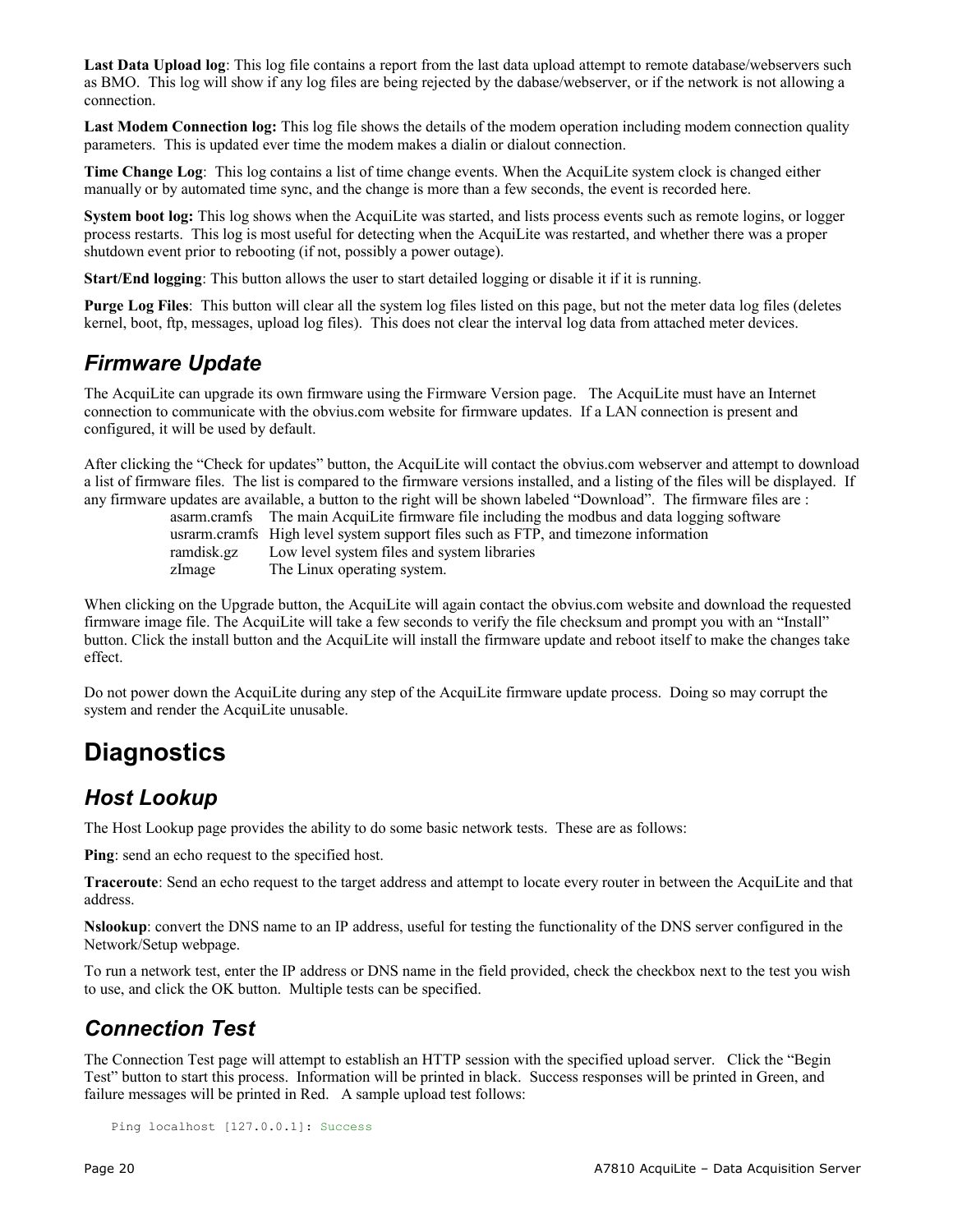**Last Data Upload log**: This log file contains a report from the last data upload attempt to remote database/webservers such as BMO. This log will show if any log files are being rejected by the dabase/webserver, or if the network is not allowing a connection.

**Last Modem Connection log:** This log file shows the details of the modem operation including modem connection quality parameters. This is updated ever time the modem makes a dialin or dialout connection.

**Time Change Log**: This log contains a list of time change events. When the AcquiLite system clock is changed either manually or by automated time sync, and the change is more than a few seconds, the event is recorded here.

**System boot log:** This log shows when the AcquiLite was started, and lists process events such as remote logins, or logger process restarts. This log is most useful for detecting when the AcquiLite was restarted, and whether there was a proper shutdown event prior to rebooting (if not, possibly a power outage).

**Start/End logging**: This button allows the user to start detailed logging or disable it if it is running.

**Purge Log Files**: This button will clear all the system log files listed on this page, but not the meter data log files (deletes kernel, boot, ftp, messages, upload log files). This does not clear the interval log data from attached meter devices.

## *Firmware Update*

The AcquiLite can upgrade its own firmware using the Firmware Version page. The AcquiLite must have an Internet connection to communicate with the obvius.com website for firmware updates. If a LAN connection is present and configured, it will be used by default.

After clicking the "Check for updates" button, the AcquiLite will contact the obvius.com webserver and attempt to download a list of firmware files. The list is compared to the firmware versions installed, and a listing of the files will be displayed. If any firmware updates are available, a button to the right will be shown labeled "Download". The firmware files are :

| | |
|---|---|
| asarm.cramfs | The main AcquiLite firmware file including the modbus and data logging software |
| usrarm.cramfs | High level system support files such as FTP, and timezone information |
| ramdisk.gz | Low level system files and system libraries |
| zImage | The Linux operating system. |

When clicking on the Upgrade button, the AcquiLite will again contact the obvius.com website and download the requested firmware image file. The AcquiLite will take a few seconds to verify the file checksum and prompt you with an "Install" button. Click the install button and the AcquiLite will install the firmware update and reboot itself to make the changes take effect.

Do not power down the AcquiLite during any step of the AcquiLite firmware update process. Doing so may corrupt the system and render the AcquiLite unusable.

# Diagnostics

## *Host Lookup*

The Host Lookup page provides the ability to do some basic network tests. These are as follows:

**Ping**: send an echo request to the specified host.

**Traceroute**: Send an echo request to the target address and attempt to locate every router in between the AcquiLite and that address.

**Nslookup**: convert the DNS name to an IP address, useful for testing the functionality of the DNS server configured in the Network/Setup webpage.

To run a network test, enter the IP address or DNS name in the field provided, check the checkbox next to the test you wish to use, and click the OK button. Multiple tests can be specified.

## *Connection Test*

The Connection Test page will attempt to establish an HTTP session with the specified upload server. Click the "Begin Test" button to start this process. Information will be printed in black. Success responses will be printed in Green, and failure messages will be printed in Red. A sample upload test follows:

```
Ping localhost [127.0.0.1]: Success
```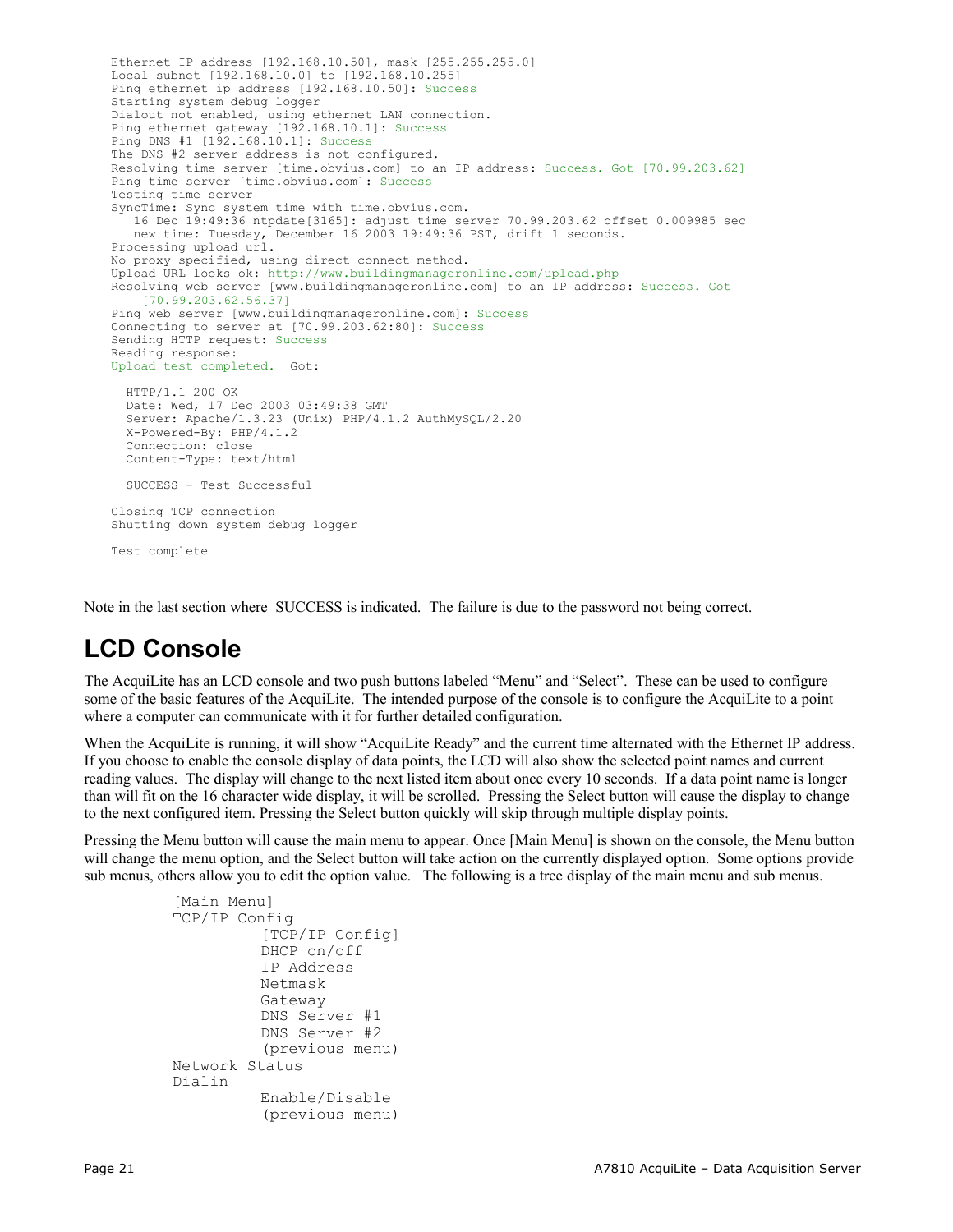```
Ethernet IP address [192.168.10.50], mask [255.255.255.0]
Local subnet [192.168.10.0] to [192.168.10.255]
Ping ethernet ip address [192.168.10.50]: Success
Starting system debug logger
Dialout not enabled, using ethernet LAN connection.
Ping ethernet gateway [192.168.10.1]: Success
Ping DNS #1 [192.168.10.1]: Success
The DNS #2 server address is not configured.
Resolving time server [time.obvius.com] to an IP address: Success. Got [70.99.203.62]
Ping time server [time.obvius.com]: Success
Testing time server
SyncTime: Sync system time with time.obvius.com.
   16 Dec 19:49:36 ntpdate[3165]: adjust time server 70.99.203.62 offset 0.009985 sec
   new time: Tuesday, December 16 2003 19:49:36 PST, drift 1 seconds.
Processing upload url.
No proxy specified, using direct connect method.
Upload URL looks ok: http://www.buildingmanageronline.com/upload.php
Resolving web server [www.buildingmanageronline.com] to an IP address: Success. Got
    [70.99.203.62.56.37]
Ping web server [www.buildingmanageronline.com]: Success
Connecting to server at [70.99.203.62:80]: Success
Sending HTTP request: Success
Reading response:
Upload test completed.  Got:

  HTTP/1.1 200 OK
  Date: Wed, 17 Dec 2003 03:49:38 GMT
  Server: Apache/1.3.23 (Unix) PHP/4.1.2 AuthMySQL/2.20
  X-Powered-By: PHP/4.1.2
  Connection: close
  Content-Type: text/html

  SUCCESS - Test Successful

Closing TCP connection
Shutting down system debug logger

Test complete
```

Note in the last section where SUCCESS is indicated. The failure is due to the password not being correct.

## LCD Console

The AcquiLite has an LCD console and two push buttons labeled "Menu" and "Select". These can be used to configure some of the basic features of the AcquiLite. The intended purpose of the console is to configure the AcquiLite to a point where a computer can communicate with it for further detailed configuration.

When the AcquiLite is running, it will show "AcquiLite Ready" and the current time alternated with the Ethernet IP address. If you choose to enable the console display of data points, the LCD will also show the selected point names and current reading values. The display will change to the next listed item about once every 10 seconds. If a data point name is longer than will fit on the 16 character wide display, it will be scrolled. Pressing the Select button will cause the display to change to the next configured item. Pressing the Select button quickly will skip through multiple display points.

Pressing the Menu button will cause the main menu to appear. Once [Main Menu] is shown on the console, the Menu button will change the menu option, and the Select button will take action on the currently displayed option. Some options provide sub menus, others allow you to edit the option value. The following is a tree display of the main menu and sub menus.

```
[Main Menu]
TCP/IP Config
          [TCP/IP Config]
          DHCP on/off
          IP Address
          Netmask
          Gateway
          DNS Server #1
          DNS Server #2
          (previous menu)
Network Status
Dialin
          Enable/Disable
          (previous menu)
```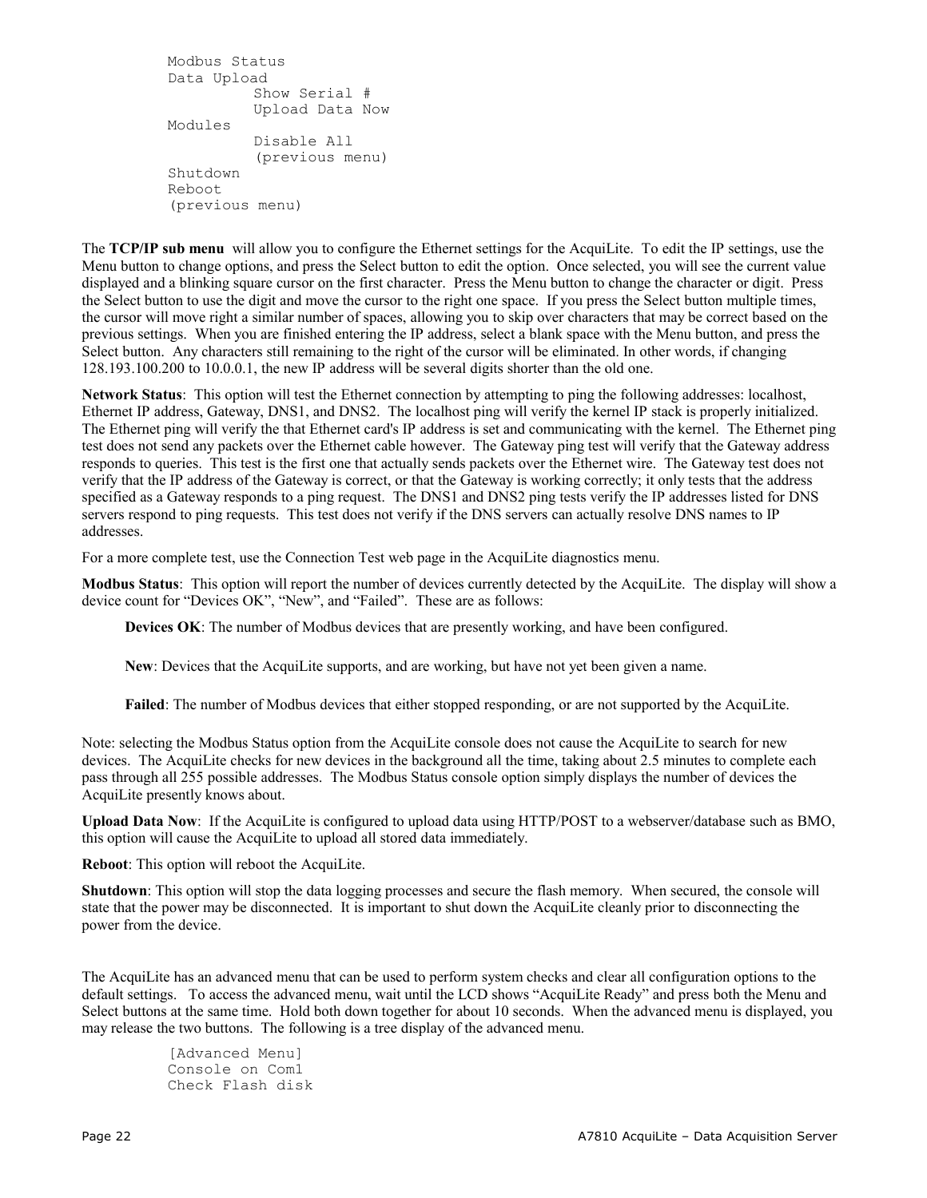```
Modbus Status
Data Upload
          Show Serial #
          Upload Data Now
Modules
          Disable All
          (previous menu)
Shutdown
Reboot
(previous menu)
```

The **TCP/IP sub menu** will allow you to configure the Ethernet settings for the AcquiLite. To edit the IP settings, use the Menu button to change options, and press the Select button to edit the option. Once selected, you will see the current value displayed and a blinking square cursor on the first character. Press the Menu button to change the character or digit. Press the Select button to use the digit and move the cursor to the right one space. If you press the Select button multiple times, the cursor will move right a similar number of spaces, allowing you to skip over characters that may be correct based on the previous settings. When you are finished entering the IP address, select a blank space with the Menu button, and press the Select button. Any characters still remaining to the right of the cursor will be eliminated. In other words, if changing 128.193.100.200 to 10.0.0.1, the new IP address will be several digits shorter than the old one.

**Network Status**: This option will test the Ethernet connection by attempting to ping the following addresses: localhost, Ethernet IP address, Gateway, DNS1, and DNS2. The localhost ping will verify the kernel IP stack is properly initialized. The Ethernet ping will verify the that Ethernet card's IP address is set and communicating with the kernel. The Ethernet ping test does not send any packets over the Ethernet cable however. The Gateway ping test will verify that the Gateway address responds to queries. This test is the first one that actually sends packets over the Ethernet wire. The Gateway test does not verify that the IP address of the Gateway is correct, or that the Gateway is working correctly; it only tests that the address specified as a Gateway responds to a ping request. The DNS1 and DNS2 ping tests verify the IP addresses listed for DNS servers respond to ping requests. This test does not verify if the DNS servers can actually resolve DNS names to IP addresses.

For a more complete test, use the Connection Test web page in the AcquiLite diagnostics menu.

**Modbus Status**: This option will report the number of devices currently detected by the AcquiLite. The display will show a device count for "Devices OK", "New", and "Failed". These are as follows:

> **Devices OK**: The number of Modbus devices that are presently working, and have been configured.
>
> **New**: Devices that the AcquiLite supports, and are working, but have not yet been given a name.
>
> **Failed**: The number of Modbus devices that either stopped responding, or are not supported by the AcquiLite.

Note: selecting the Modbus Status option from the AcquiLite console does not cause the AcquiLite to search for new devices. The AcquiLite checks for new devices in the background all the time, taking about 2.5 minutes to complete each pass through all 255 possible addresses. The Modbus Status console option simply displays the number of devices the AcquiLite presently knows about.

**Upload Data Now**: If the AcquiLite is configured to upload data using HTTP/POST to a webserver/database such as BMO, this option will cause the AcquiLite to upload all stored data immediately.

**Reboot**: This option will reboot the AcquiLite.

**Shutdown**: This option will stop the data logging processes and secure the flash memory. When secured, the console will state that the power may be disconnected. It is important to shut down the AcquiLite cleanly prior to disconnecting the power from the device.

The AcquiLite has an advanced menu that can be used to perform system checks and clear all configuration options to the default settings. To access the advanced menu, wait until the LCD shows "AcquiLite Ready" and press both the Menu and Select buttons at the same time. Hold both down together for about 10 seconds. When the advanced menu is displayed, you may release the two buttons. The following is a tree display of the advanced menu.

```
[Advanced Menu]
Console on Com1
Check Flash disk
```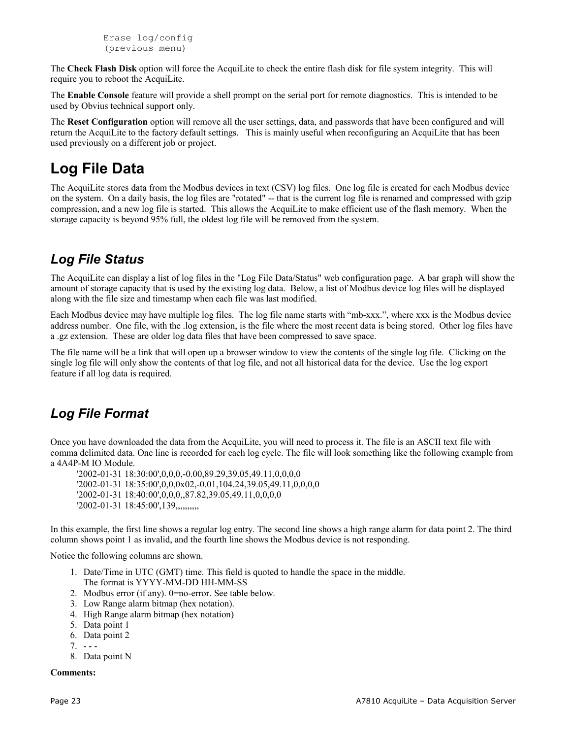```
Erase log/config
(previous menu)
```

The **Check Flash Disk** option will force the AcquiLite to check the entire flash disk for file system integrity. This will require you to reboot the AcquiLite.

The **Enable Console** feature will provide a shell prompt on the serial port for remote diagnostics. This is intended to be used by Obvius technical support only.

The **Reset Configuration** option will remove all the user settings, data, and passwords that have been configured and will return the AcquiLite to the factory default settings. This is mainly useful when reconfiguring an AcquiLite that has been used previously on a different job or project.

# Log File Data

The AcquiLite stores data from the Modbus devices in text (CSV) log files. One log file is created for each Modbus device on the system. On a daily basis, the log files are "rotated" -- that is the current log file is renamed and compressed with gzip compression, and a new log file is started. This allows the AcquiLite to make efficient use of the flash memory. When the storage capacity is beyond 95% full, the oldest log file will be removed from the system.

## *Log File Status*

The AcquiLite can display a list of log files in the "Log File Data/Status" web configuration page. A bar graph will show the amount of storage capacity that is used by the existing log data. Below, a list of Modbus device log files will be displayed along with the file size and timestamp when each file was last modified.

Each Modbus device may have multiple log files. The log file name starts with “mb-xxx.”, where xxx is the Modbus device address number. One file, with the .log extension, is the file where the most recent data is being stored. Other log files have a .gz extension. These are older log data files that have been compressed to save space.

The file name will be a link that will open up a browser window to view the contents of the single log file. Clicking on the single log file will only show the contents of that log file, and not all historical data for the device. Use the log export feature if all log data is required.

## *Log File Format*

Once you have downloaded the data from the AcquiLite, you will need to process it. The file is an ASCII text file with comma delimited data. One line is recorded for each log cycle. The file will look something like the following example from a 4A4P-M IO Module.

```
'2002-01-31 18:30:00',0,0,0,-0.00,89.29,39.05,49.11,0,0,0,0
'2002-01-31 18:35:00',0,0,0x02,-0.01,104.24,39.05,49.11,0,0,0,0
'2002-01-31 18:40:00',0,0,0,,87.82,39.05,49.11,0,0,0,0
'2002-01-31 18:45:00',139,,,,,,,,,,
```

In this example, the first line shows a regular log entry. The second line shows a high range alarm for data point 2. The third column shows point 1 as invalid, and the fourth line shows the Modbus device is not responding.

Notice the following columns are shown.

1. Date/Time in UTC (GMT) time. This field is quoted to handle the space in the middle.
   The format is YYYY-MM-DD HH-MM-SS
2. Modbus error (if any). 0=no-error. See table below.
3. Low Range alarm bitmap (hex notation).
4. High Range alarm bitmap (hex notation)
5. Data point 1
6. Data point 2
7. - - -
8. Data point N

**Comments:**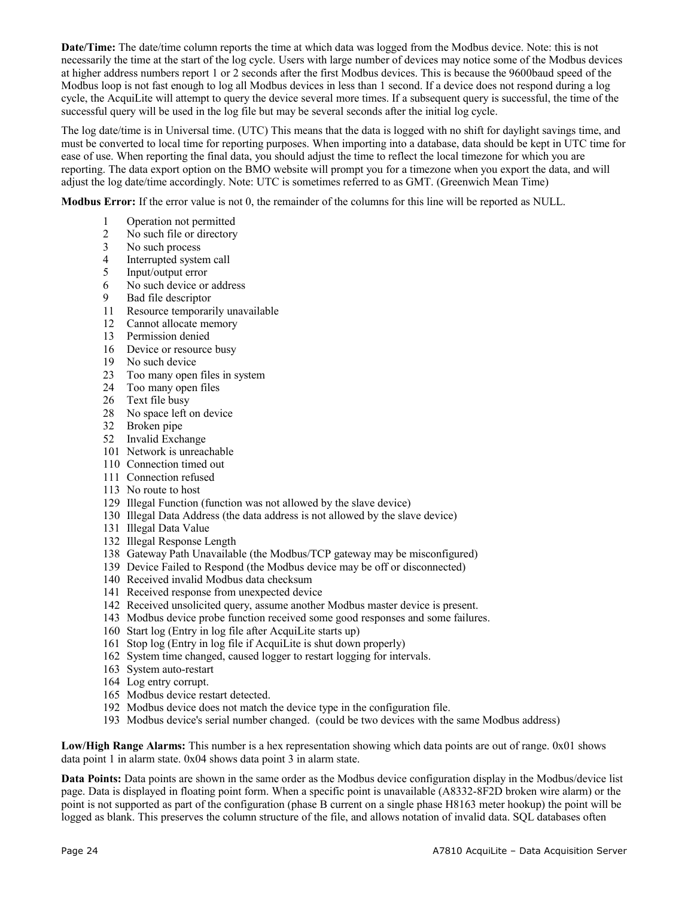**Date/Time:** The date/time column reports the time at which data was logged from the Modbus device. Note: this is not necessarily the time at the start of the log cycle. Users with large number of devices may notice some of the Modbus devices at higher address numbers report 1 or 2 seconds after the first Modbus devices. This is because the 9600baud speed of the Modbus loop is not fast enough to log all Modbus devices in less than 1 second. If a device does not respond during a log cycle, the AcquiLite will attempt to query the device several more times. If a subsequent query is successful, the time of the successful query will be used in the log file but may be several seconds after the initial log cycle.

The log date/time is in Universal time. (UTC) This means that the data is logged with no shift for daylight savings time, and must be converted to local time for reporting purposes. When importing into a database, data should be kept in UTC time for ease of use. When reporting the final data, you should adjust the time to reflect the local timezone for which you are reporting. The data export option on the BMO website will prompt you for a timezone when you export the data, and will adjust the log date/time accordingly. Note: UTC is sometimes referred to as GMT. (Greenwich Mean Time)

**Modbus Error:** If the error value is not 0, the remainder of the columns for this line will be reported as NULL.

- 1 Operation not permitted
- 2 No such file or directory
- 3 No such process
- 4 Interrupted system call
- 5 Input/output error
- 6 No such device or address
- 9 Bad file descriptor
- 11 Resource temporarily unavailable
- 12 Cannot allocate memory
- 13 Permission denied
- 16 Device or resource busy
- 19 No such device
- 23 Too many open files in system
- 24 Too many open files
- 26 Text file busy
- 28 No space left on device
- 32 Broken pipe
- 52 Invalid Exchange
- 101 Network is unreachable
- 110 Connection timed out
- 111 Connection refused
- 113 No route to host
- 129 Illegal Function (function was not allowed by the slave device)
- 130 Illegal Data Address (the data address is not allowed by the slave device)
- 131 Illegal Data Value
- 132 Illegal Response Length
- 138 Gateway Path Unavailable (the Modbus/TCP gateway may be misconfigured)
- 139 Device Failed to Respond (the Modbus device may be off or disconnected)
- 140 Received invalid Modbus data checksum
- 141 Received response from unexpected device
- 142 Received unsolicited query, assume another Modbus master device is present.
- 143 Modbus device probe function received some good responses and some failures.
- 160 Start log (Entry in log file after AcquiLite starts up)
- 161 Stop log (Entry in log file if AcquiLite is shut down properly)
- 162 System time changed, caused logger to restart logging for intervals.
- 163 System auto-restart
- 164 Log entry corrupt.
- 165 Modbus device restart detected.
- 192 Modbus device does not match the device type in the configuration file.
- 193 Modbus device's serial number changed. (could be two devices with the same Modbus address)

**Low/High Range Alarms:** This number is a hex representation showing which data points are out of range. 0x01 shows data point 1 in alarm state. 0x04 shows data point 3 in alarm state.

**Data Points:** Data points are shown in the same order as the Modbus device configuration display in the Modbus/device list page. Data is displayed in floating point form. When a specific point is unavailable (A8332-8F2D broken wire alarm) or the point is not supported as part of the configuration (phase B current on a single phase H8163 meter hookup) the point will be logged as blank. This preserves the column structure of the file, and allows notation of invalid data. SQL databases often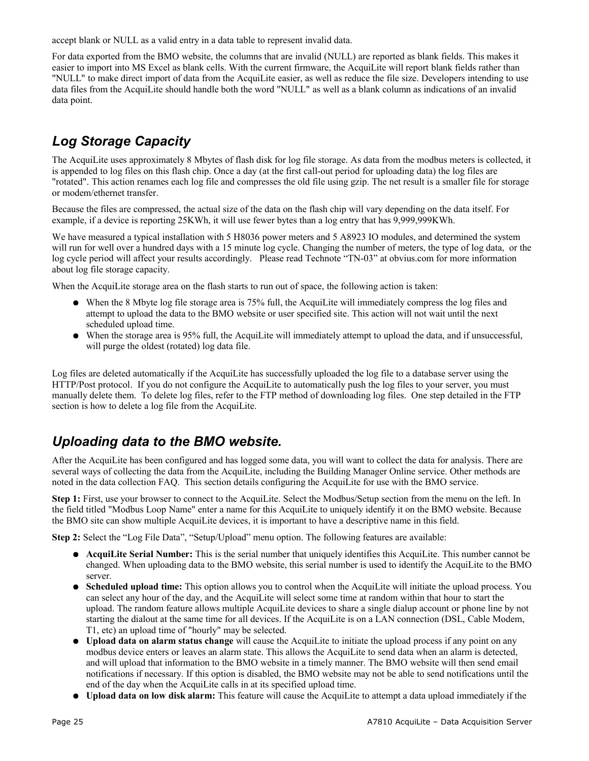accept blank or NULL as a valid entry in a data table to represent invalid data.

For data exported from the BMO website, the columns that are invalid (NULL) are reported as blank fields. This makes it easier to import into MS Excel as blank cells. With the current firmware, the AcquiLite will report blank fields rather than "NULL" to make direct import of data from the AcquiLite easier, as well as reduce the file size. Developers intending to use data files from the AcquiLite should handle both the word "NULL" as well as a blank column as indications of an invalid data point.

## *Log Storage Capacity*

The AcquiLite uses approximately 8 Mbytes of flash disk for log file storage. As data from the modbus meters is collected, it is appended to log files on this flash chip. Once a day (at the first call-out period for uploading data) the log files are "rotated". This action renames each log file and compresses the old file using gzip. The net result is a smaller file for storage or modem/ethernet transfer.

Because the files are compressed, the actual size of the data on the flash chip will vary depending on the data itself. For example, if a device is reporting 25KWh, it will use fewer bytes than a log entry that has 9,999,999KWh.

We have measured a typical installation with 5 H8036 power meters and 5 A8923 IO modules, and determined the system will run for well over a hundred days with a 15 minute log cycle. Changing the number of meters, the type of log data, or the log cycle period will affect your results accordingly. Please read Technote "TN-03" at obvius.com for more information about log file storage capacity.

When the AcquiLite storage area on the flash starts to run out of space, the following action is taken:

- When the 8 Mbyte log file storage area is 75% full, the AcquiLite will immediately compress the log files and attempt to upload the data to the BMO website or user specified site. This action will not wait until the next scheduled upload time.
- When the storage area is 95% full, the AcquiLite will immediately attempt to upload the data, and if unsuccessful, will purge the oldest (rotated) log data file.

Log files are deleted automatically if the AcquiLite has successfully uploaded the log file to a database server using the HTTP/Post protocol. If you do not configure the AcquiLite to automatically push the log files to your server, you must manually delete them. To delete log files, refer to the FTP method of downloading log files. One step detailed in the FTP section is how to delete a log file from the AcquiLite.

## *Uploading data to the BMO website.*

After the AcquiLite has been configured and has logged some data, you will want to collect the data for analysis. There are several ways of collecting the data from the AcquiLite, including the Building Manager Online service. Other methods are noted in the data collection FAQ. This section details configuring the AcquiLite for use with the BMO service.

**Step 1:** First, use your browser to connect to the AcquiLite. Select the Modbus/Setup section from the menu on the left. In the field titled "Modbus Loop Name" enter a name for this AcquiLite to uniquely identify it on the BMO website. Because the BMO site can show multiple AcquiLite devices, it is important to have a descriptive name in this field.

**Step 2:** Select the "Log File Data", "Setup/Upload" menu option. The following features are available:

- **AcquiLite Serial Number:** This is the serial number that uniquely identifies this AcquiLite. This number cannot be changed. When uploading data to the BMO website, this serial number is used to identify the AcquiLite to the BMO server.
- **Scheduled upload time:** This option allows you to control when the AcquiLite will initiate the upload process. You can select any hour of the day, and the AcquiLite will select some time at random within that hour to start the upload. The random feature allows multiple AcquiLite devices to share a single dialup account or phone line by not starting the dialout at the same time for all devices. If the AcquiLite is on a LAN connection (DSL, Cable Modem, T1, etc) an upload time of "hourly" may be selected.
- **Upload data on alarm status change** will cause the AcquiLite to initiate the upload process if any point on any modbus device enters or leaves an alarm state. This allows the AcquiLite to send data when an alarm is detected, and will upload that information to the BMO website in a timely manner. The BMO website will then send email notifications if necessary. If this option is disabled, the BMO website may not be able to send notifications until the end of the day when the AcquiLite calls in at its specified upload time.
- **Upload data on low disk alarm:** This feature will cause the AcquiLite to attempt a data upload immediately if the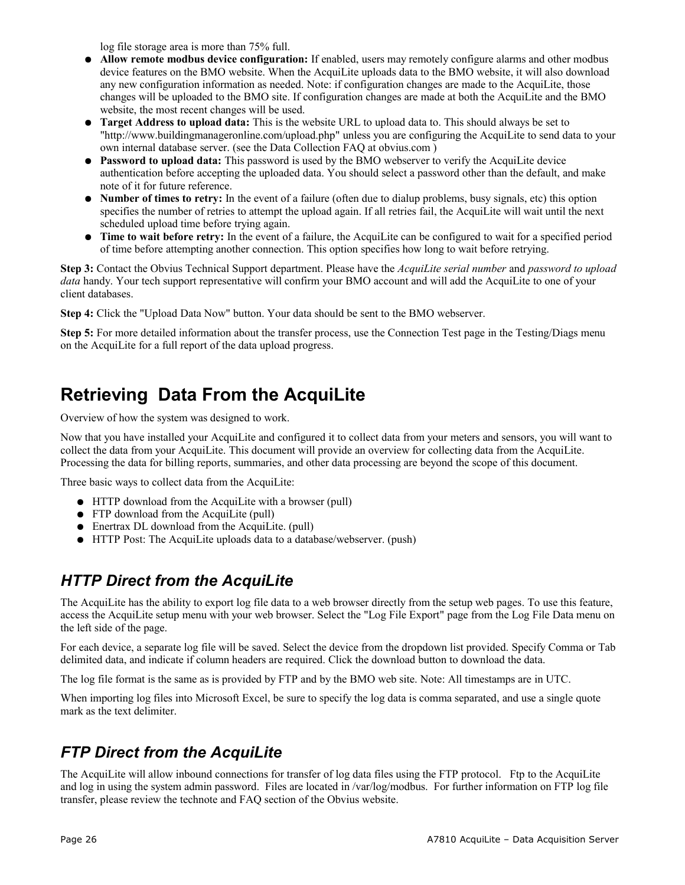log file storage area is more than 75% full.

- **Allow remote modbus device configuration:** If enabled, users may remotely configure alarms and other modbus device features on the BMO website. When the AcquiLite uploads data to the BMO website, it will also download any new configuration information as needed. Note: if configuration changes are made to the AcquiLite, those changes will be uploaded to the BMO site. If configuration changes are made at both the AcquiLite and the BMO website, the most recent changes will be used.
- **Target Address to upload data:** This is the website URL to upload data to. This should always be set to "http://www.buildingmanageronline.com/upload.php" unless you are configuring the AcquiLite to send data to your own internal database server. (see the Data Collection FAQ at obvius.com )
- **Password to upload data:** This password is used by the BMO webserver to verify the AcquiLite device authentication before accepting the uploaded data. You should select a password other than the default, and make note of it for future reference.
- **Number of times to retry:** In the event of a failure (often due to dialup problems, busy signals, etc) this option specifies the number of retries to attempt the upload again. If all retries fail, the AcquiLite will wait until the next scheduled upload time before trying again.
- **Time to wait before retry:** In the event of a failure, the AcquiLite can be configured to wait for a specified period of time before attempting another connection. This option specifies how long to wait before retrying.

**Step 3:** Contact the Obvius Technical Support department. Please have the *AcquiLite serial number* and *password to upload data* handy. Your tech support representative will confirm your BMO account and will add the AcquiLite to one of your client databases.

**Step 4:** Click the "Upload Data Now" button. Your data should be sent to the BMO webserver.

**Step 5:** For more detailed information about the transfer process, use the Connection Test page in the Testing/Diags menu on the AcquiLite for a full report of the data upload progress.

# Retrieving Data From the AcquiLite

Overview of how the system was designed to work.

Now that you have installed your AcquiLite and configured it to collect data from your meters and sensors, you will want to collect the data from your AcquiLite. This document will provide an overview for collecting data from the AcquiLite. Processing the data for billing reports, summaries, and other data processing are beyond the scope of this document.

Three basic ways to collect data from the AcquiLite:

- HTTP download from the AcquiLite with a browser (pull)
- FTP download from the AcquiLite (pull)
- Enertrax DL download from the AcquiLite. (pull)
- HTTP Post: The AcquiLite uploads data to a database/webserver. (push)

## *HTTP Direct from the AcquiLite*

The AcquiLite has the ability to export log file data to a web browser directly from the setup web pages. To use this feature, access the AcquiLite setup menu with your web browser. Select the "Log File Export" page from the Log File Data menu on the left side of the page.

For each device, a separate log file will be saved. Select the device from the dropdown list provided. Specify Comma or Tab delimited data, and indicate if column headers are required. Click the download button to download the data.

The log file format is the same as is provided by FTP and by the BMO web site. Note: All timestamps are in UTC.

When importing log files into Microsoft Excel, be sure to specify the log data is comma separated, and use a single quote mark as the text delimiter.

## *FTP Direct from the AcquiLite*

The AcquiLite will allow inbound connections for transfer of log data files using the FTP protocol. Ftp to the AcquiLite and log in using the system admin password. Files are located in /var/log/modbus. For further information on FTP log file transfer, please review the technote and FAQ section of the Obvius website.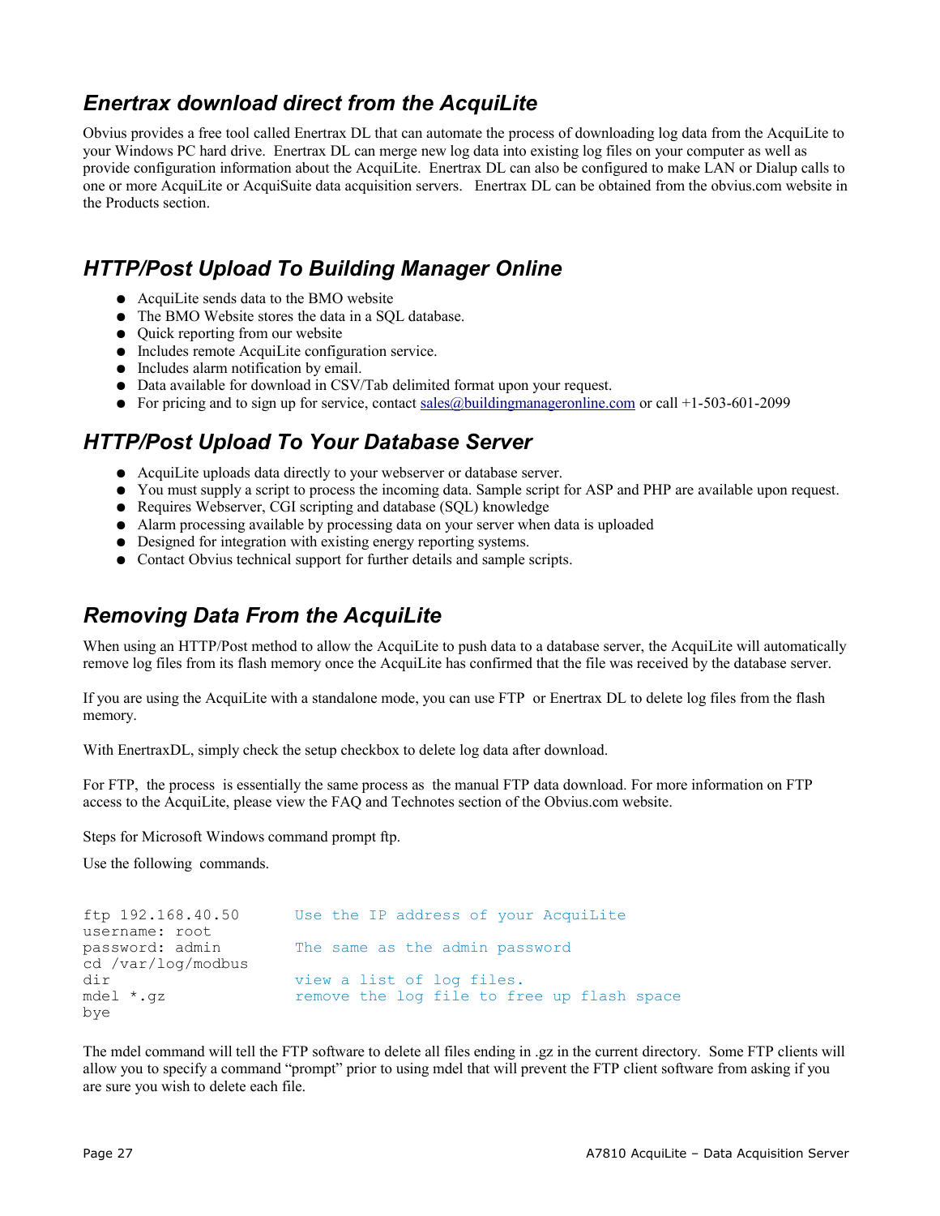## *Enertrax download direct from the AcquiLite*

Obvius provides a free tool called Enertrax DL that can automate the process of downloading log data from the AcquiLite to your Windows PC hard drive. Enertrax DL can merge new log data into existing log files on your computer as well as provide configuration information about the AcquiLite. Enertrax DL can also be configured to make LAN or Dialup calls to one or more AcquiLite or AcquiSuite data acquisition servers. Enertrax DL can be obtained from the obvius.com website in the Products section.

## *HTTP/Post Upload To Building Manager Online*

- AcquiLite sends data to the BMO website
- The BMO Website stores the data in a SQL database.
- Quick reporting from our website
- Includes remote AcquiLite configuration service.
- Includes alarm notification by email.
- Data available for download in CSV/Tab delimited format upon your request.
- For pricing and to sign up for service, contact sales@buildingmanageronline.com or call +1-503-601-2099

## *HTTP/Post Upload To Your Database Server*

- AcquiLite uploads data directly to your webserver or database server.
- You must supply a script to process the incoming data. Sample script for ASP and PHP are available upon request.
- Requires Webserver, CGI scripting and database (SQL) knowledge
- Alarm processing available by processing data on your server when data is uploaded
- Designed for integration with existing energy reporting systems.
- Contact Obvius technical support for further details and sample scripts.

## *Removing Data From the AcquiLite*

When using an HTTP/Post method to allow the AcquiLite to push data to a database server, the AcquiLite will automatically remove log files from its flash memory once the AcquiLite has confirmed that the file was received by the database server.

If you are using the AcquiLite with a standalone mode, you can use FTP or Enertrax DL to delete log files from the flash memory.

With EnertraxDL, simply check the setup checkbox to delete log data after download.

For FTP, the process is essentially the same process as the manual FTP data download. For more information on FTP access to the AcquiLite, please view the FAQ and Technotes section of the Obvius.com website.

Steps for Microsoft Windows command prompt ftp.

Use the following commands.

```
ftp 192.168.40.50       Use the IP address of your AcquiLite
username: root
password: admin         The same as the admin password
cd /var/log/modbus
dir                     view a list of log files.
mdel *.gz               remove the log file to free up flash space
bye
```

The mdel command will tell the FTP software to delete all files ending in .gz in the current directory. Some FTP clients will allow you to specify a command “prompt” prior to using mdel that will prevent the FTP client software from asking if you are sure you wish to delete each file.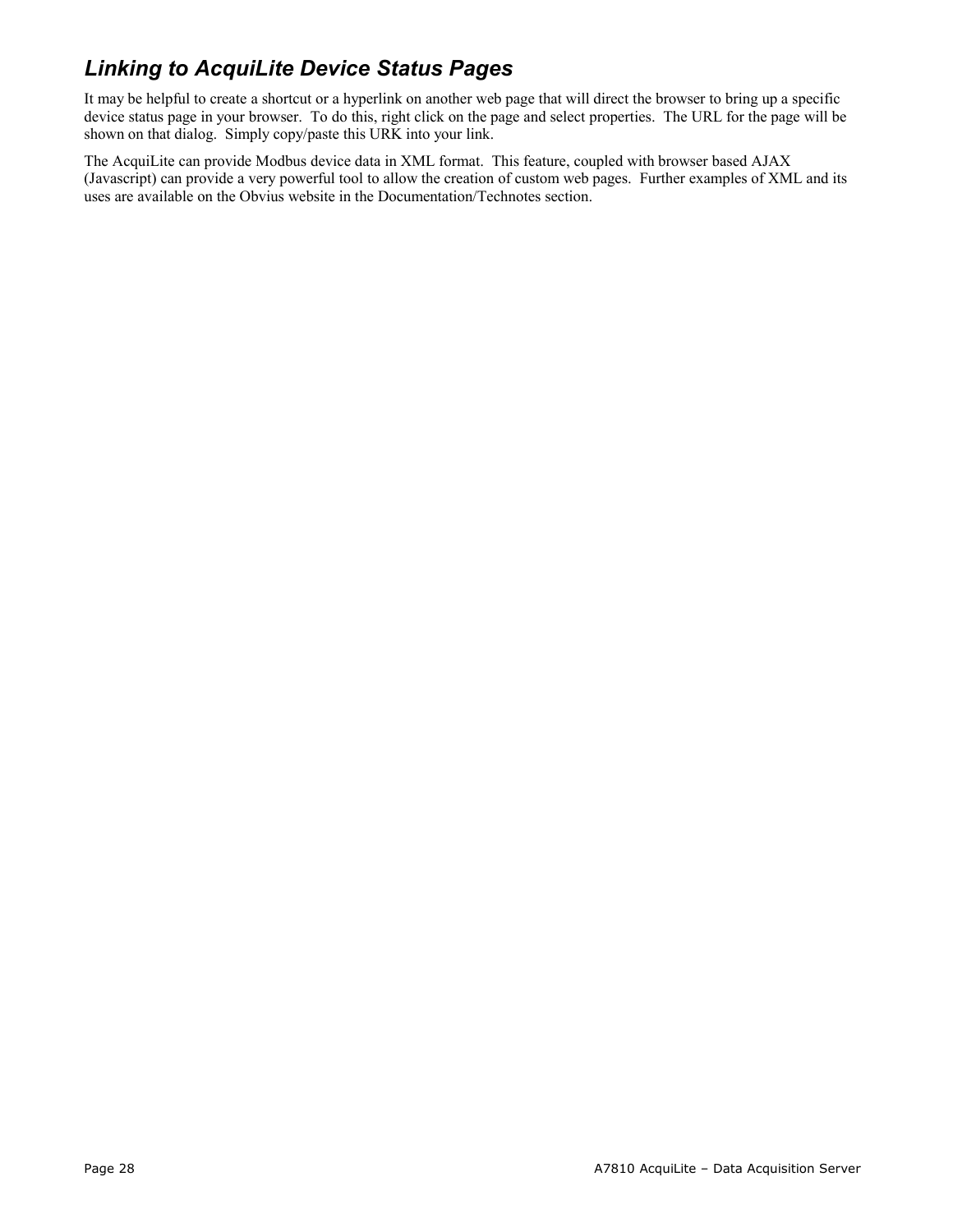## *Linking to AcquiLite Device Status Pages*

It may be helpful to create a shortcut or a hyperlink on another web page that will direct the browser to bring up a specific device status page in your browser. To do this, right click on the page and select properties. The URL for the page will be shown on that dialog. Simply copy/paste this URK into your link.

The AcquiLite can provide Modbus device data in XML format. This feature, coupled with browser based AJAX (Javascript) can provide a very powerful tool to allow the creation of custom web pages. Further examples of XML and its uses are available on the Obvius website in the Documentation/Technotes section.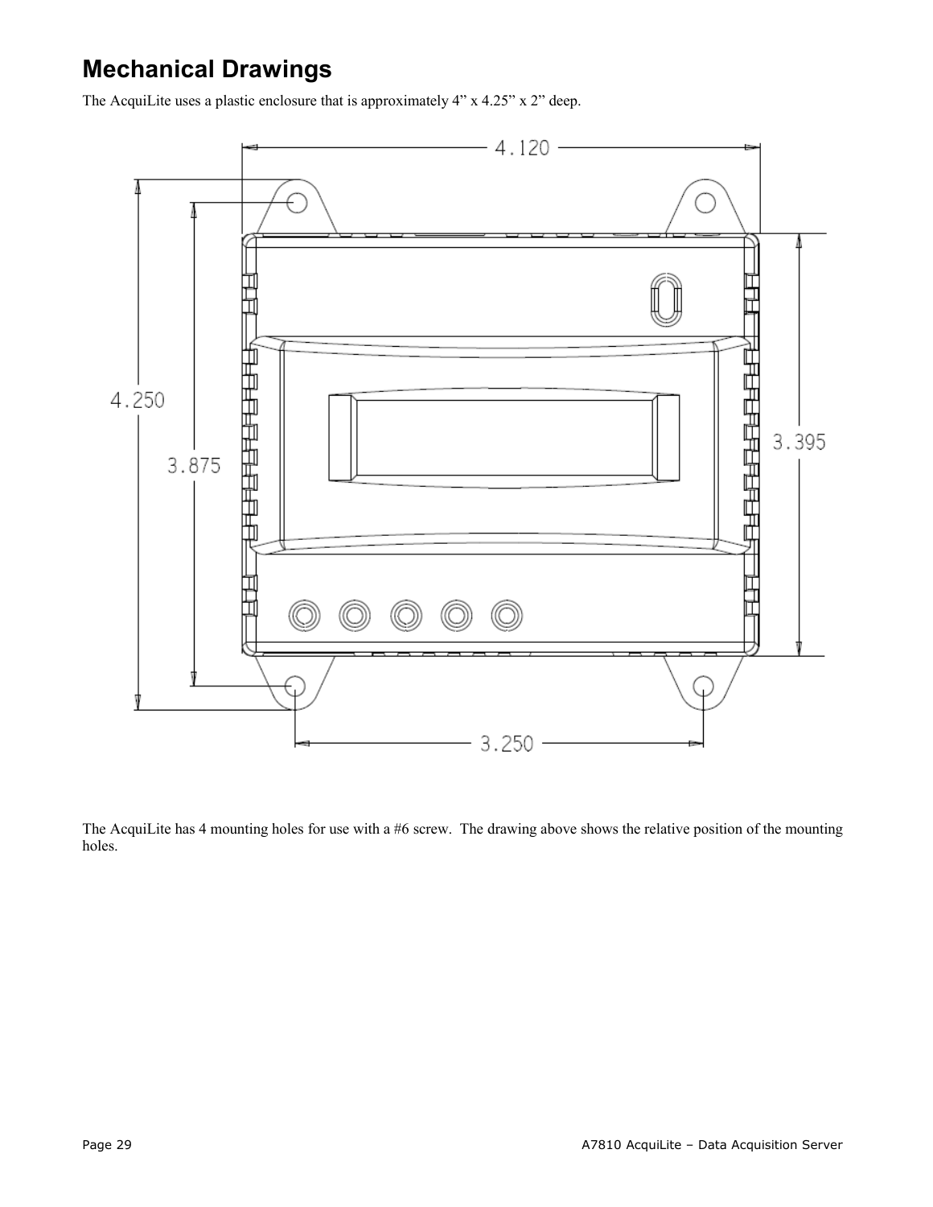# Mechanical Drawings

The AcquiLite uses a plastic enclosure that is approximately 4” x 4.25” x 2” deep.

4.120

4.250

3.875

3.395

3.250

The AcquiLite has 4 mounting holes for use with a #6 screw. The drawing above shows the relative position of the mounting holes.